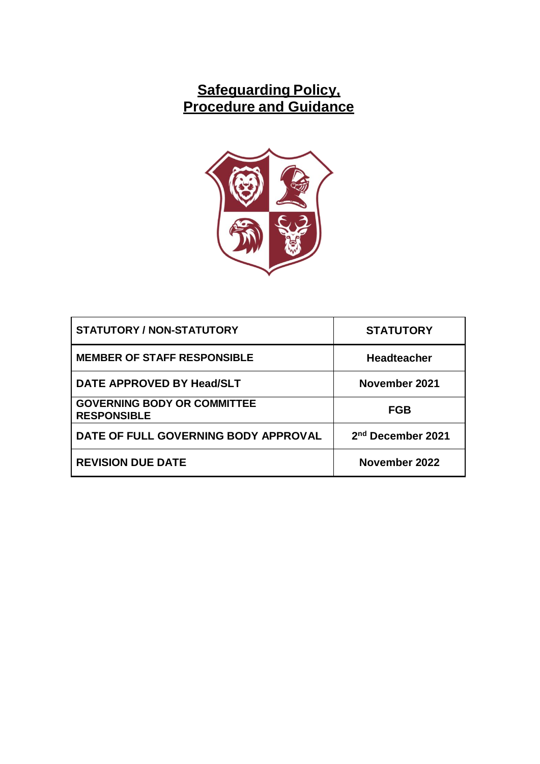# Safeguarding Policy, Procedure and Guidance

| STATUTORY / NON-STATUTORY | STATUTORY |
|---|---|
| MEMBER OF STAFF RESPONSIBLE | Headteacher |
| DATE APPROVED BY Head/SLT | November 2021 |
| GOVERNING BODY OR COMMITTEE RESPONSIBLE | FGB |
| DATE OF FULL GOVERNING BODY APPROVAL | 2nd December 2021 |
| REVISION DUE DATE | November 2022 |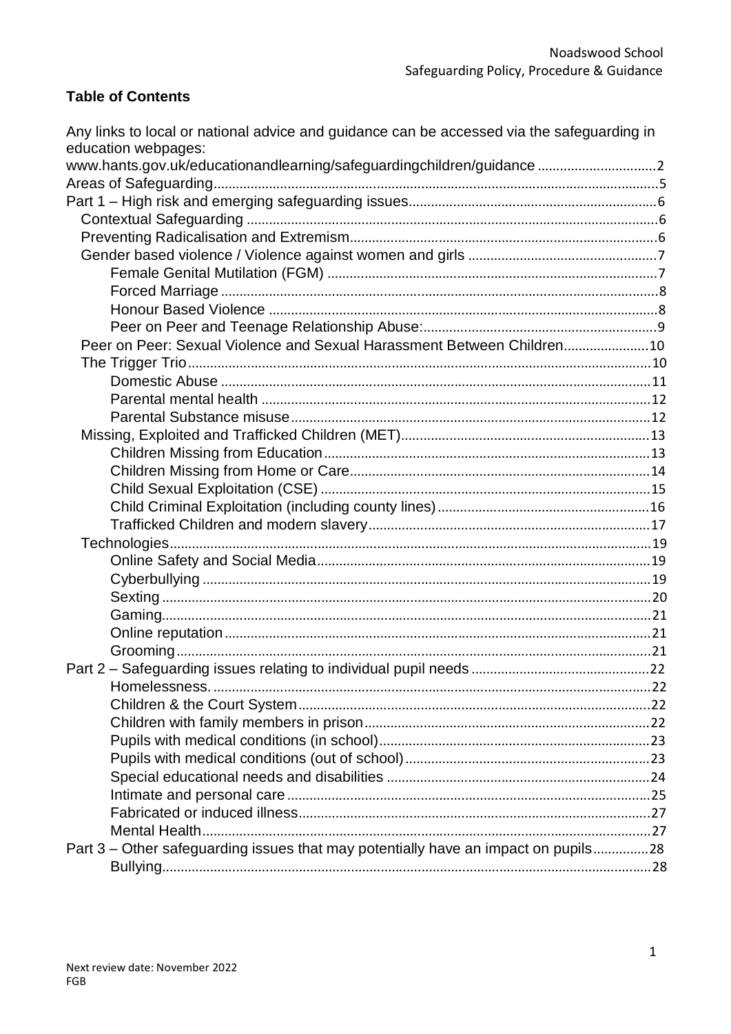**Table of Contents**

Any links to local or national advice and guidance can be accessed via the safeguarding in education webpages:
www.hants.gov.uk/educationandlearning/safeguardingchildren/guidance ................................2
Areas of Safeguarding.......................................................................................................5
Part 1 – High risk and emerging safeguarding issues..................................................................6
- Contextual Safeguarding ..............................................................................................6
- Preventing Radicalisation and Extremism..................................................................................6
- Gender based violence / Violence against women and girls ...................................................7
  - Female Genital Mutilation (FGM) ........................................................................................7
  - Forced Marriage .....................................................................................................8
  - Honour Based Violence ........................................................................................8
  - Peer on Peer and Teenage Relationship Abuse:..............................................................9
- Peer on Peer: Sexual Violence and Sexual Harassment Between Children......................10
- The Trigger Trio.............................................................................................................10
  - Domestic Abuse ....................................................................................................11
  - Parental mental health .........................................................................................12
  - Parental Substance misuse.................................................................................12
- Missing, Exploited and Trafficked Children (MET)..................................................................13
  - Children Missing from Education.......................................................................13
  - Children Missing from Home or Care................................................................14
  - Child Sexual Exploitation (CSE) .........................................................................15
  - Child Criminal Exploitation (including county lines).........................................................16
  - Trafficked Children and modern slavery...........................................................................17
- Technologies.................................................................................................................19
  - Online Safety and Social Media.........................................................................19
  - Cyberbullying .......................................................................................................19
  - Sexting ..................................................................................................................20
  - Gaming...................................................................................................................21
  - Online reputation...................................................................................................21
  - Grooming................................................................................................................21

Part 2 – Safeguarding issues relating to individual pupil needs ................................................22
- Homelessness. .....................................................................................................22
- Children & the Court System..............................................................................22
- Children with family members in prison............................................................................22
- Pupils with medical conditions (in school).........................................................................23
- Pupils with medical conditions (out of school)..................................................................23
- Special educational needs and disabilities .......................................................................24
- Intimate and personal care..................................................................................25
- Fabricated or induced illness..............................................................................27
- Mental Health........................................................................................................27

Part 3 – Other safeguarding issues that may potentially have an impact on pupils...............28
- Bullying...................................................................................................................28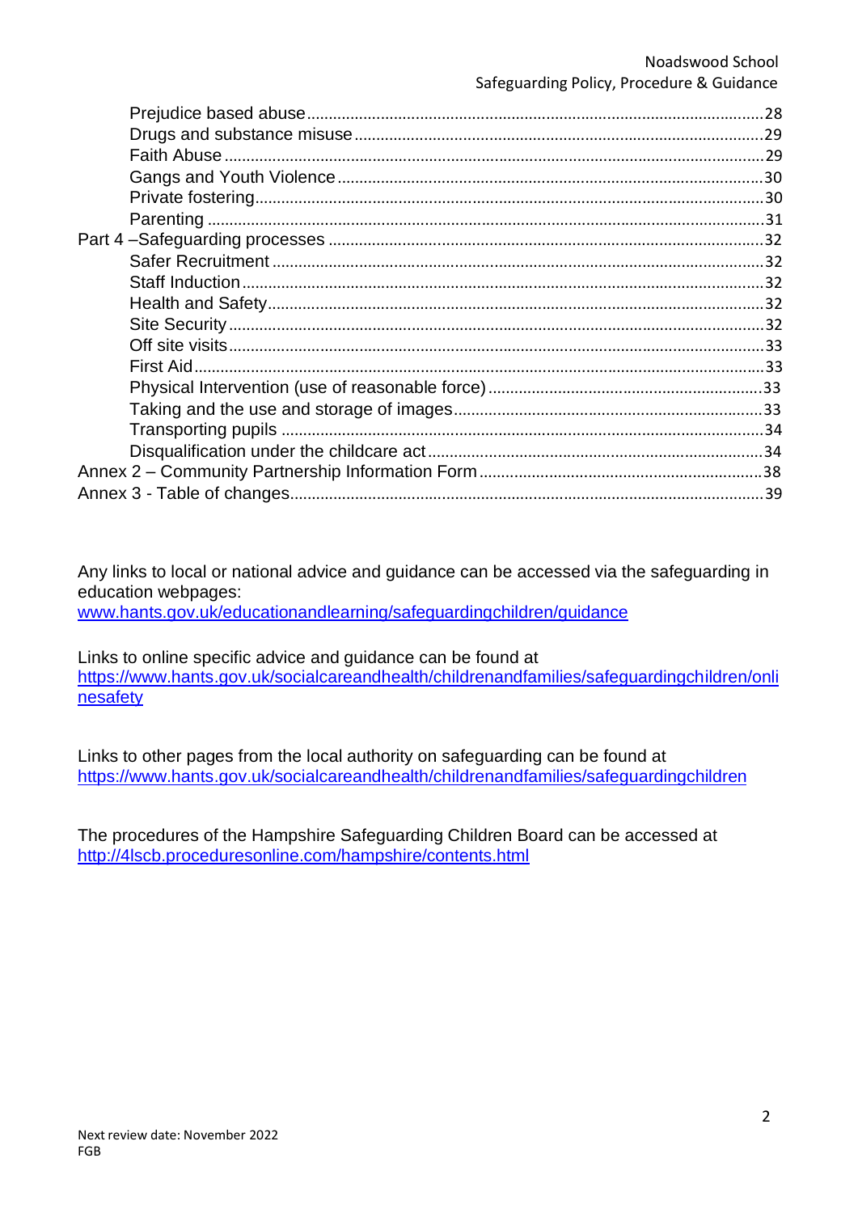- Prejudice based abuse ........ 28
- Drugs and substance misuse ........ 29
- Faith Abuse ........ 29
- Gangs and Youth Violence ........ 30
- Private fostering ........ 30
- Parenting ........ 31

Part 4 –Safeguarding processes ........ 32

- Safer Recruitment ........ 32
- Staff Induction ........ 32
- Health and Safety ........ 32
- Site Security ........ 32
- Off site visits ........ 33
- First Aid ........ 33
- Physical Intervention (use of reasonable force) ........ 33
- Taking and the use and storage of images ........ 33
- Transporting pupils ........ 34
- Disqualification under the childcare act ........ 34

Annex 2 – Community Partnership Information Form ........ 38

Annex 3 - Table of changes ........ 39

Any links to local or national advice and guidance can be accessed via the safeguarding in education webpages:
[www.hants.gov.uk/educationandlearning/safeguardingchildren/guidance](www.hants.gov.uk/educationandlearning/safeguardingchildren/guidance)

Links to online specific advice and guidance can be found at
[https://www.hants.gov.uk/socialcareandhealth/childrenandfamilies/safeguardingchildren/onlinesafety](https://www.hants.gov.uk/socialcareandhealth/childrenandfamilies/safeguardingchildren/onlinesafety)

Links to other pages from the local authority on safeguarding can be found at
[https://www.hants.gov.uk/socialcareandhealth/childrenandfamilies/safeguardingchildren](https://www.hants.gov.uk/socialcareandhealth/childrenandfamilies/safeguardingchildren)

The procedures of the Hampshire Safeguarding Children Board can be accessed at
[http://4lscb.proceduresonline.com/hampshire/contents.html](http://4lscb.proceduresonline.com/hampshire/contents.html)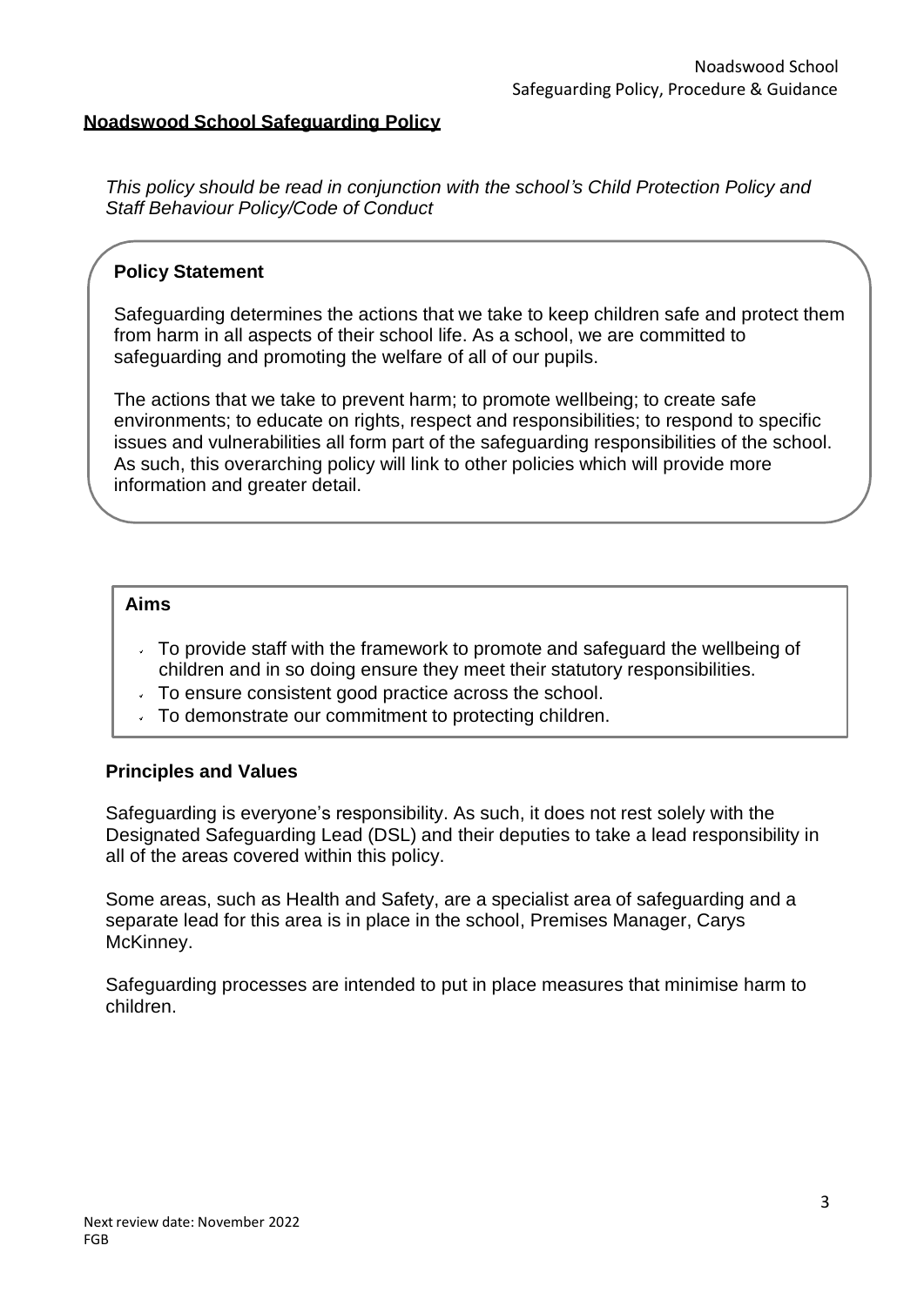## Noadswood School Safeguarding Policy

*This policy should be read in conjunction with the school's Child Protection Policy and Staff Behaviour Policy/Code of Conduct*

### Policy Statement

Safeguarding determines the actions that we take to keep children safe and protect them from harm in all aspects of their school life. As a school, we are committed to safeguarding and promoting the welfare of all of our pupils.

The actions that we take to prevent harm; to promote wellbeing; to create safe environments; to educate on rights, respect and responsibilities; to respond to specific issues and vulnerabilities all form part of the safeguarding responsibilities of the school. As such, this overarching policy will link to other policies which will provide more information and greater detail.

### Aims

- To provide staff with the framework to promote and safeguard the wellbeing of children and in so doing ensure they meet their statutory responsibilities.
- To ensure consistent good practice across the school.
- To demonstrate our commitment to protecting children.

### Principles and Values

Safeguarding is everyone's responsibility. As such, it does not rest solely with the Designated Safeguarding Lead (DSL) and their deputies to take a lead responsibility in all of the areas covered within this policy.

Some areas, such as Health and Safety, are a specialist area of safeguarding and a separate lead for this area is in place in the school, Premises Manager, Carys McKinney.

Safeguarding processes are intended to put in place measures that minimise harm to children.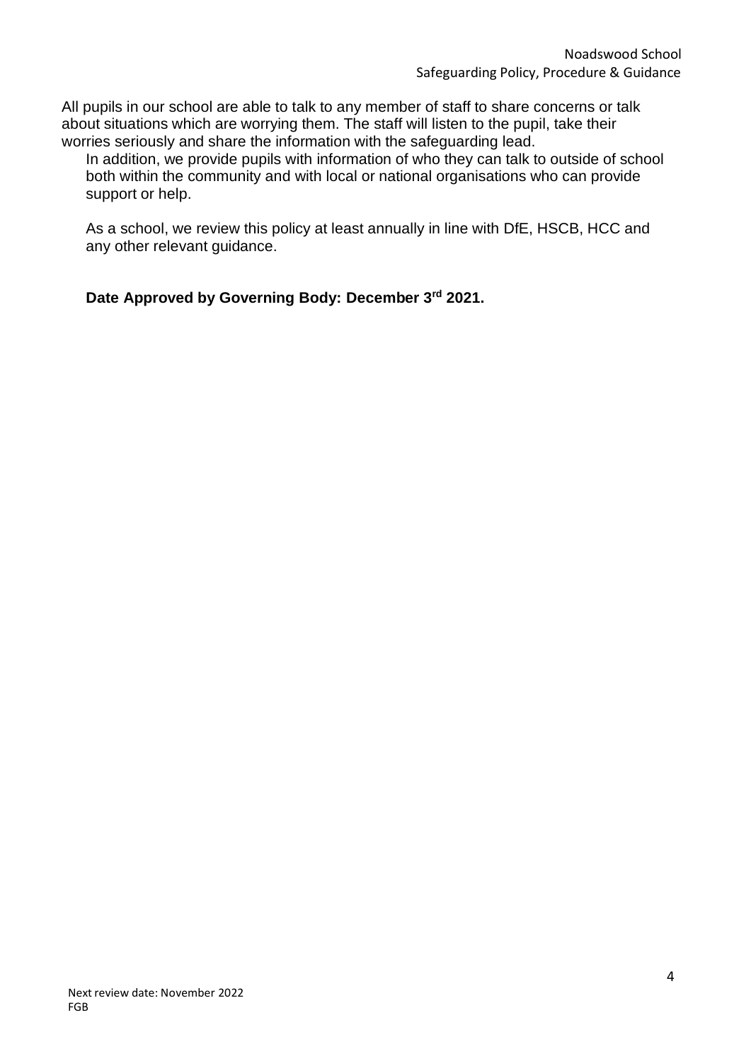All pupils in our school are able to talk to any member of staff to share concerns or talk about situations which are worrying them. The staff will listen to the pupil, take their worries seriously and share the information with the safeguarding lead.

In addition, we provide pupils with information of who they can talk to outside of school both within the community and with local or national organisations who can provide support or help.

As a school, we review this policy at least annually in line with DfE, HSCB, HCC and any other relevant guidance.

**Date Approved by Governing Body: December 3rd 2021.**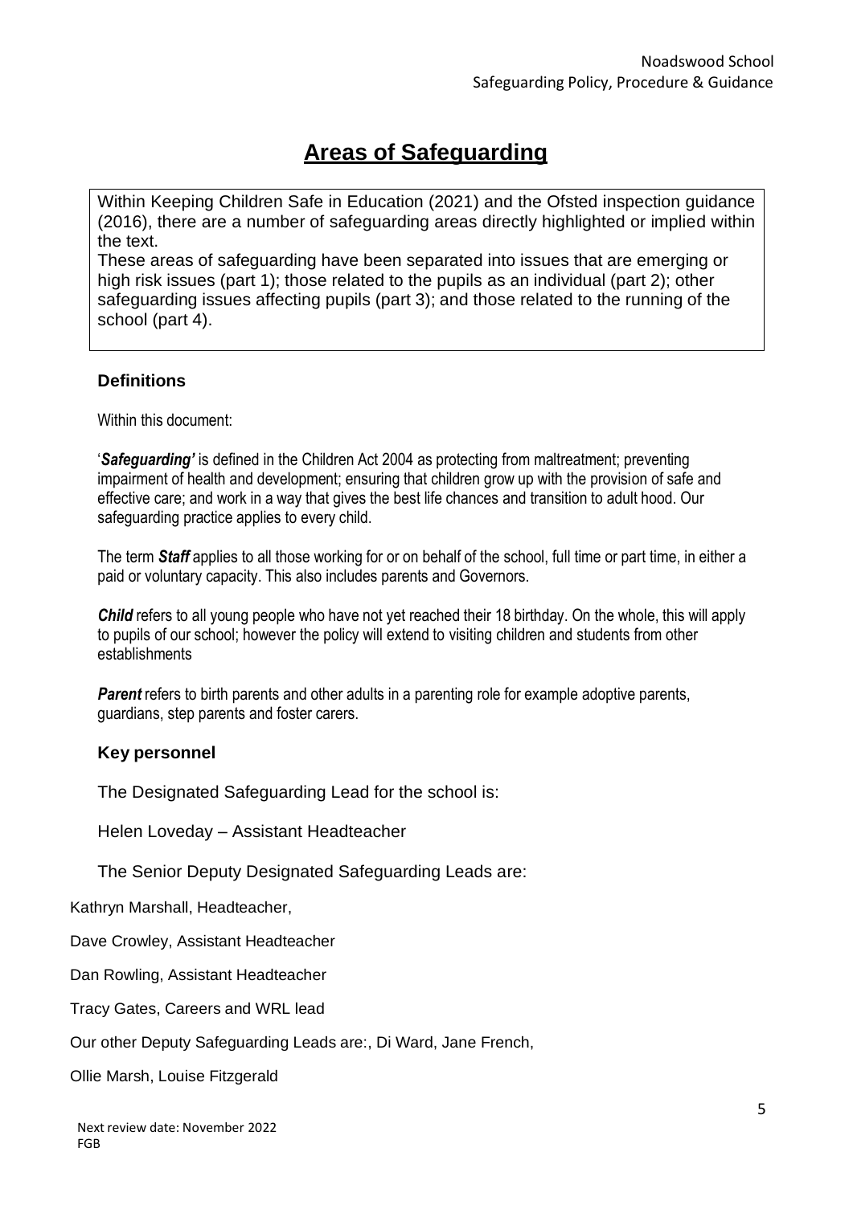# Areas of Safeguarding

Within Keeping Children Safe in Education (2021) and the Ofsted inspection guidance (2016), there are a number of safeguarding areas directly highlighted or implied within the text.

These areas of safeguarding have been separated into issues that are emerging or high risk issues (part 1); those related to the pupils as an individual (part 2); other safeguarding issues affecting pupils (part 3); and those related to the running of the school (part 4).

### Definitions

Within this document:

'***Safeguarding'*** is defined in the Children Act 2004 as protecting from maltreatment; preventing impairment of health and development; ensuring that children grow up with the provision of safe and effective care; and work in a way that gives the best life chances and transition to adult hood. Our safeguarding practice applies to every child.

The term ***Staff*** applies to all those working for or on behalf of the school, full time or part time, in either a paid or voluntary capacity. This also includes parents and Governors.

***Child*** refers to all young people who have not yet reached their 18 birthday. On the whole, this will apply to pupils of our school; however the policy will extend to visiting children and students from other establishments

***Parent*** refers to birth parents and other adults in a parenting role for example adoptive parents, guardians, step parents and foster carers.

### Key personnel

The Designated Safeguarding Lead for the school is:

Helen Loveday – Assistant Headteacher

The Senior Deputy Designated Safeguarding Leads are:

Kathryn Marshall, Headteacher,

Dave Crowley, Assistant Headteacher

Dan Rowling, Assistant Headteacher

Tracy Gates, Careers and WRL lead

Our other Deputy Safeguarding Leads are:, Di Ward, Jane French,

Ollie Marsh, Louise Fitzgerald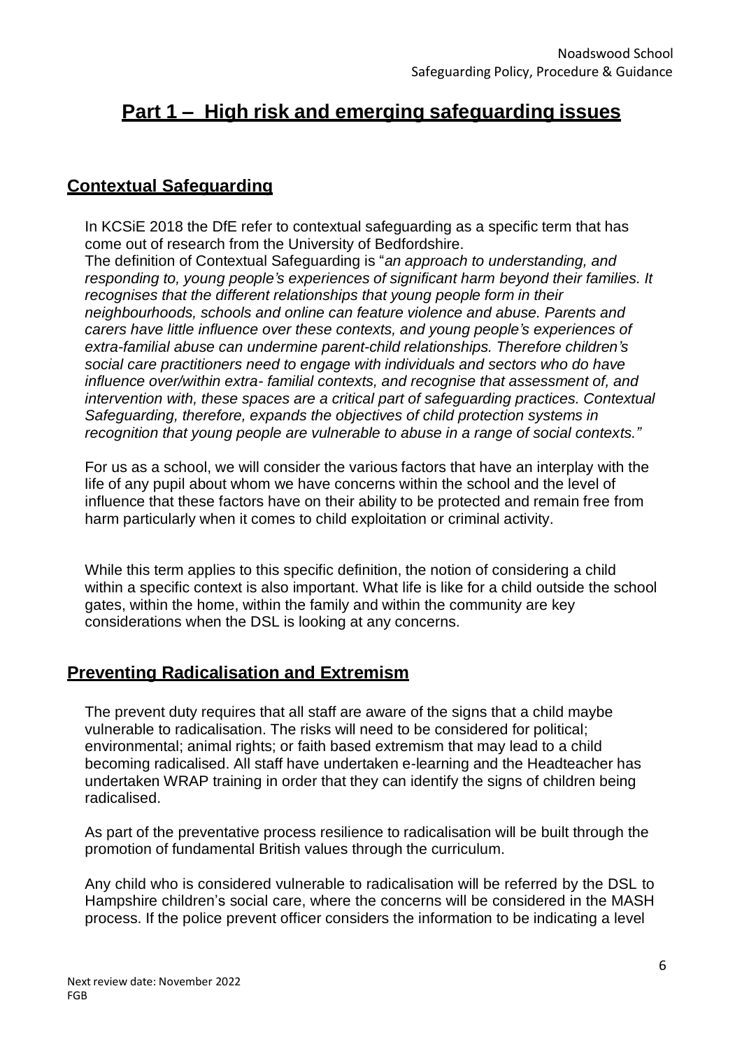# Part 1 – High risk and emerging safeguarding issues

## Contextual Safeguarding

In KCSiE 2018 the DfE refer to contextual safeguarding as a specific term that has come out of research from the University of Bedfordshire.

The definition of Contextual Safeguarding is "*an approach to understanding, and responding to, young people's experiences of significant harm beyond their families. It recognises that the different relationships that young people form in their neighbourhoods, schools and online can feature violence and abuse. Parents and carers have little influence over these contexts, and young people's experiences of extra-familial abuse can undermine parent-child relationships. Therefore children's social care practitioners need to engage with individuals and sectors who do have influence over/within extra- familial contexts, and recognise that assessment of, and intervention with, these spaces are a critical part of safeguarding practices. Contextual Safeguarding, therefore, expands the objectives of child protection systems in recognition that young people are vulnerable to abuse in a range of social contexts.*"

For us as a school, we will consider the various factors that have an interplay with the life of any pupil about whom we have concerns within the school and the level of influence that these factors have on their ability to be protected and remain free from harm particularly when it comes to child exploitation or criminal activity.

While this term applies to this specific definition, the notion of considering a child within a specific context is also important. What life is like for a child outside the school gates, within the home, within the family and within the community are key considerations when the DSL is looking at any concerns.

## Preventing Radicalisation and Extremism

The prevent duty requires that all staff are aware of the signs that a child maybe vulnerable to radicalisation. The risks will need to be considered for political; environmental; animal rights; or faith based extremism that may lead to a child becoming radicalised. All staff have undertaken e-learning and the Headteacher has undertaken WRAP training in order that they can identify the signs of children being radicalised.

As part of the preventative process resilience to radicalisation will be built through the promotion of fundamental British values through the curriculum.

Any child who is considered vulnerable to radicalisation will be referred by the DSL to Hampshire children's social care, where the concerns will be considered in the MASH process. If the police prevent officer considers the information to be indicating a level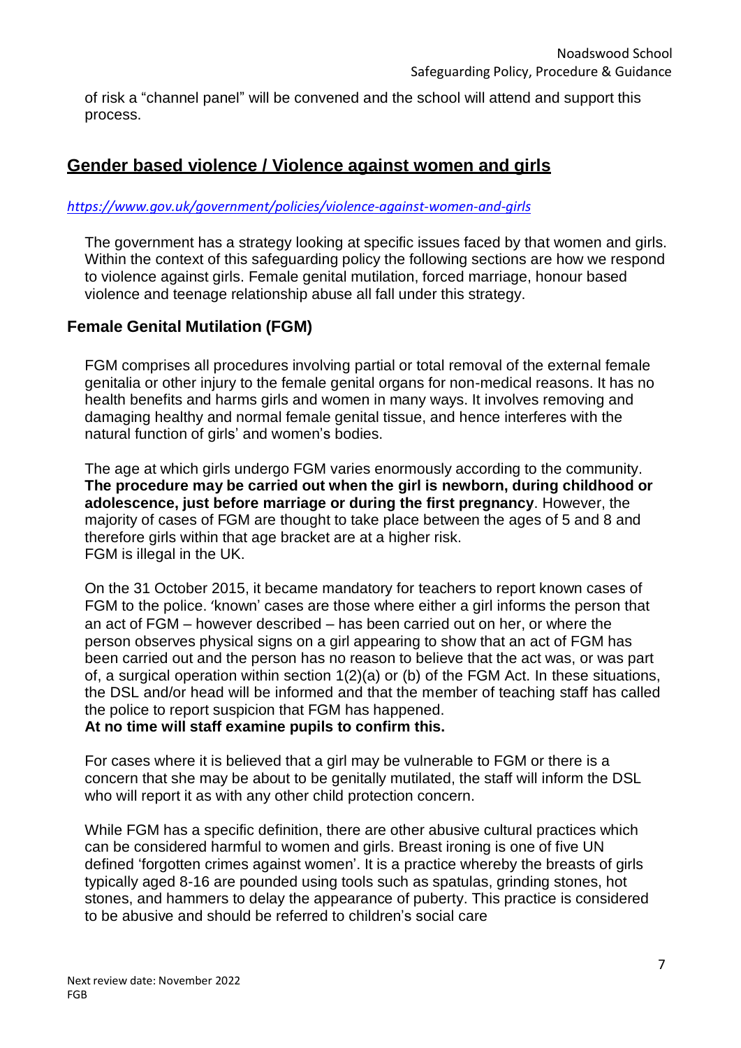of risk a "channel panel" will be convened and the school will attend and support this process.

## Gender based violence / Violence against women and girls

*https://www.gov.uk/government/policies/violence-against-women-and-girls*

The government has a strategy looking at specific issues faced by that women and girls. Within the context of this safeguarding policy the following sections are how we respond to violence against girls. Female genital mutilation, forced marriage, honour based violence and teenage relationship abuse all fall under this strategy.

### Female Genital Mutilation (FGM)

FGM comprises all procedures involving partial or total removal of the external female genitalia or other injury to the female genital organs for non-medical reasons. It has no health benefits and harms girls and women in many ways. It involves removing and damaging healthy and normal female genital tissue, and hence interferes with the natural function of girls' and women's bodies.

The age at which girls undergo FGM varies enormously according to the community. **The procedure may be carried out when the girl is newborn, during childhood or adolescence, just before marriage or during the first pregnancy**. However, the majority of cases of FGM are thought to take place between the ages of 5 and 8 and therefore girls within that age bracket are at a higher risk.
FGM is illegal in the UK.

On the 31 October 2015, it became mandatory for teachers to report known cases of FGM to the police. 'known' cases are those where either a girl informs the person that an act of FGM – however described – has been carried out on her, or where the person observes physical signs on a girl appearing to show that an act of FGM has been carried out and the person has no reason to believe that the act was, or was part of, a surgical operation within section 1(2)(a) or (b) of the FGM Act. In these situations, the DSL and/or head will be informed and that the member of teaching staff has called the police to report suspicion that FGM has happened.
**At no time will staff examine pupils to confirm this.**

For cases where it is believed that a girl may be vulnerable to FGM or there is a concern that she may be about to be genitally mutilated, the staff will inform the DSL who will report it as with any other child protection concern.

While FGM has a specific definition, there are other abusive cultural practices which can be considered harmful to women and girls. Breast ironing is one of five UN defined 'forgotten crimes against women'. It is a practice whereby the breasts of girls typically aged 8-16 are pounded using tools such as spatulas, grinding stones, hot stones, and hammers to delay the appearance of puberty. This practice is considered to be abusive and should be referred to children's social care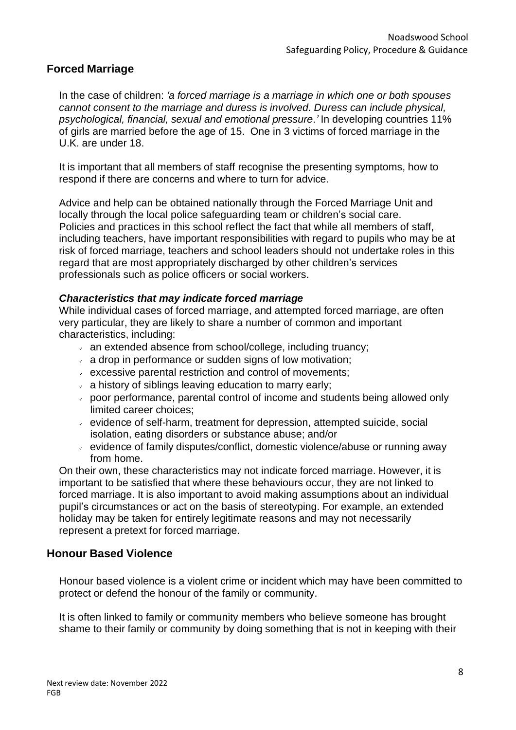## Forced Marriage

In the case of children: *'a forced marriage is a marriage in which one or both spouses cannot consent to the marriage and duress is involved. Duress can include physical, psychological, financial, sexual and emotional pressure.'* In developing countries 11% of girls are married before the age of 15. One in 3 victims of forced marriage in the U.K. are under 18.

It is important that all members of staff recognise the presenting symptoms, how to respond if there are concerns and where to turn for advice.

Advice and help can be obtained nationally through the Forced Marriage Unit and locally through the local police safeguarding team or children's social care. Policies and practices in this school reflect the fact that while all members of staff, including teachers, have important responsibilities with regard to pupils who may be at risk of forced marriage, teachers and school leaders should not undertake roles in this regard that are most appropriately discharged by other children's services professionals such as police officers or social workers.

***Characteristics that may indicate forced marriage***

While individual cases of forced marriage, and attempted forced marriage, are often very particular, they are likely to share a number of common and important characteristics, including:

- an extended absence from school/college, including truancy;
- a drop in performance or sudden signs of low motivation;
- excessive parental restriction and control of movements;
- a history of siblings leaving education to marry early;
- poor performance, parental control of income and students being allowed only limited career choices;
- evidence of self-harm, treatment for depression, attempted suicide, social isolation, eating disorders or substance abuse; and/or
- evidence of family disputes/conflict, domestic violence/abuse or running away from home.

On their own, these characteristics may not indicate forced marriage. However, it is important to be satisfied that where these behaviours occur, they are not linked to forced marriage. It is also important to avoid making assumptions about an individual pupil's circumstances or act on the basis of stereotyping. For example, an extended holiday may be taken for entirely legitimate reasons and may not necessarily represent a pretext for forced marriage.

## Honour Based Violence

Honour based violence is a violent crime or incident which may have been committed to protect or defend the honour of the family or community.

It is often linked to family or community members who believe someone has brought shame to their family or community by doing something that is not in keeping with their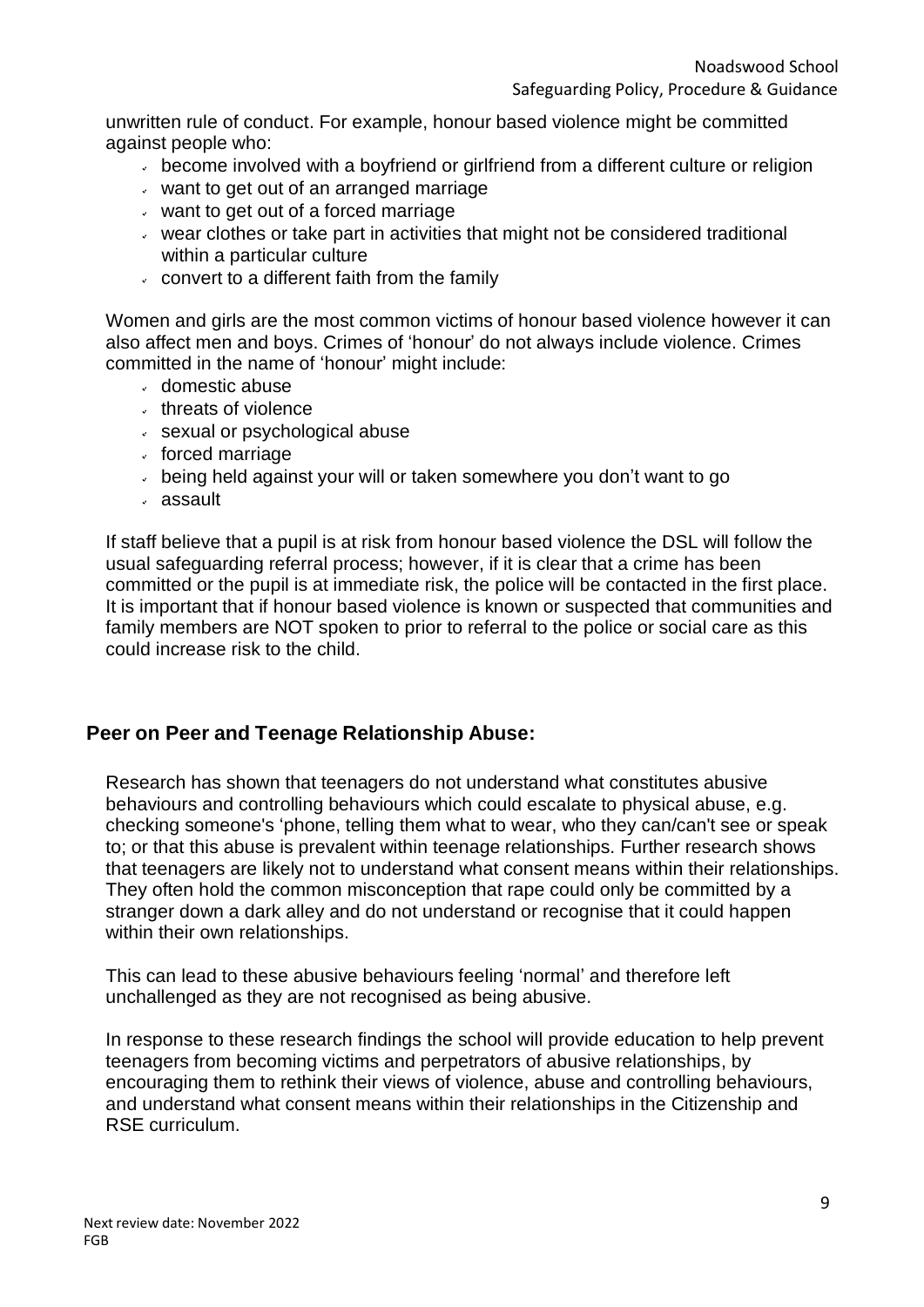unwritten rule of conduct. For example, honour based violence might be committed against people who:

- become involved with a boyfriend or girlfriend from a different culture or religion
- want to get out of an arranged marriage
- want to get out of a forced marriage
- wear clothes or take part in activities that might not be considered traditional within a particular culture
- convert to a different faith from the family

Women and girls are the most common victims of honour based violence however it can also affect men and boys. Crimes of 'honour' do not always include violence. Crimes committed in the name of 'honour' might include:

- domestic abuse
- threats of violence
- sexual or psychological abuse
- forced marriage
- being held against your will or taken somewhere you don't want to go
- assault

If staff believe that a pupil is at risk from honour based violence the DSL will follow the usual safeguarding referral process; however, if it is clear that a crime has been committed or the pupil is at immediate risk, the police will be contacted in the first place. It is important that if honour based violence is known or suspected that communities and family members are NOT spoken to prior to referral to the police or social care as this could increase risk to the child.

## Peer on Peer and Teenage Relationship Abuse:

Research has shown that teenagers do not understand what constitutes abusive behaviours and controlling behaviours which could escalate to physical abuse, e.g. checking someone's 'phone, telling them what to wear, who they can/can't see or speak to; or that this abuse is prevalent within teenage relationships. Further research shows that teenagers are likely not to understand what consent means within their relationships. They often hold the common misconception that rape could only be committed by a stranger down a dark alley and do not understand or recognise that it could happen within their own relationships.

This can lead to these abusive behaviours feeling 'normal' and therefore left unchallenged as they are not recognised as being abusive.

In response to these research findings the school will provide education to help prevent teenagers from becoming victims and perpetrators of abusive relationships, by encouraging them to rethink their views of violence, abuse and controlling behaviours, and understand what consent means within their relationships in the Citizenship and RSE curriculum.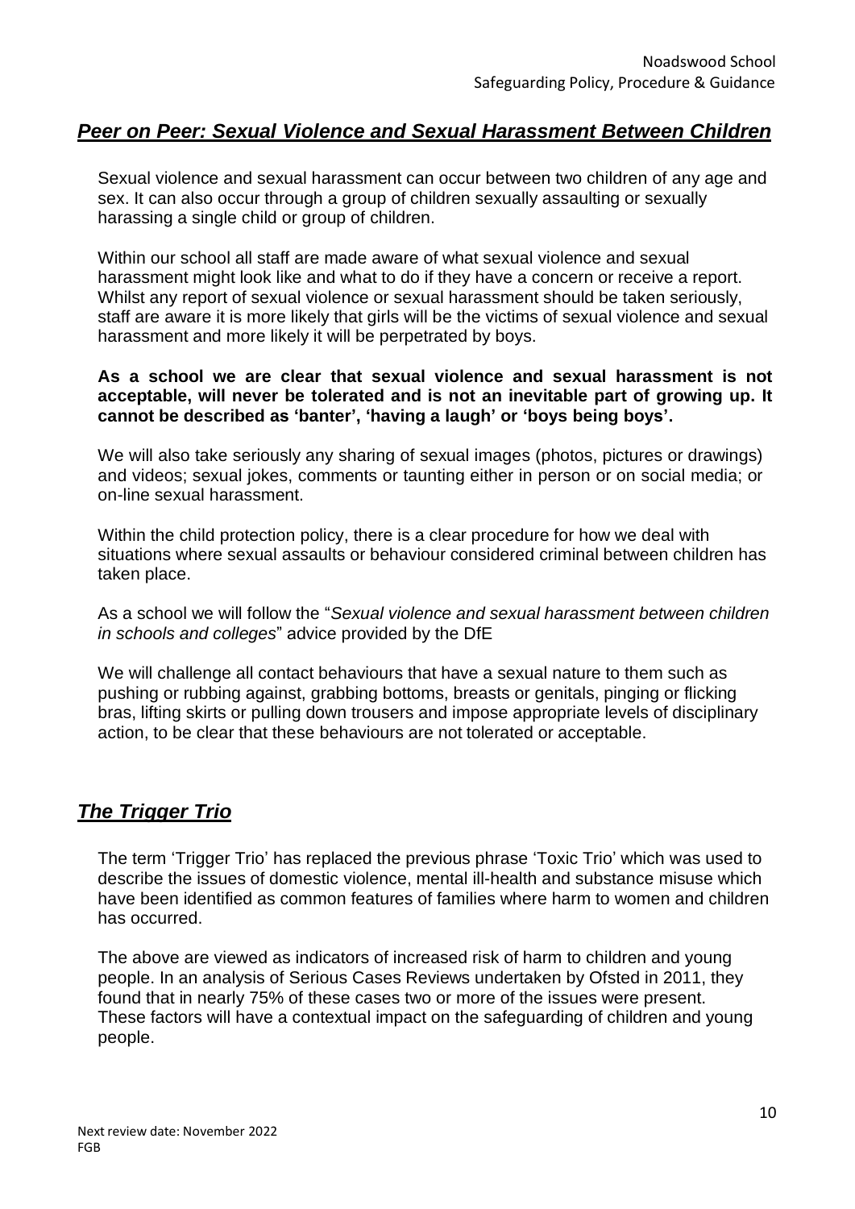## ***Peer on Peer: Sexual Violence and Sexual Harassment Between Children***

Sexual violence and sexual harassment can occur between two children of any age and sex. It can also occur through a group of children sexually assaulting or sexually harassing a single child or group of children.

Within our school all staff are made aware of what sexual violence and sexual harassment might look like and what to do if they have a concern or receive a report. Whilst any report of sexual violence or sexual harassment should be taken seriously, staff are aware it is more likely that girls will be the victims of sexual violence and sexual harassment and more likely it will be perpetrated by boys.

**As a school we are clear that sexual violence and sexual harassment is not acceptable, will never be tolerated and is not an inevitable part of growing up. It cannot be described as 'banter', 'having a laugh' or 'boys being boys'.**

We will also take seriously any sharing of sexual images (photos, pictures or drawings) and videos; sexual jokes, comments or taunting either in person or on social media; or on-line sexual harassment.

Within the child protection policy, there is a clear procedure for how we deal with situations where sexual assaults or behaviour considered criminal between children has taken place.

As a school we will follow the "*Sexual violence and sexual harassment between children in schools and colleges*" advice provided by the DfE

We will challenge all contact behaviours that have a sexual nature to them such as pushing or rubbing against, grabbing bottoms, breasts or genitals, pinging or flicking bras, lifting skirts or pulling down trousers and impose appropriate levels of disciplinary action, to be clear that these behaviours are not tolerated or acceptable.

## ***The Trigger Trio***

The term 'Trigger Trio' has replaced the previous phrase 'Toxic Trio' which was used to describe the issues of domestic violence, mental ill-health and substance misuse which have been identified as common features of families where harm to women and children has occurred.

The above are viewed as indicators of increased risk of harm to children and young people. In an analysis of Serious Cases Reviews undertaken by Ofsted in 2011, they found that in nearly 75% of these cases two or more of the issues were present. These factors will have a contextual impact on the safeguarding of children and young people.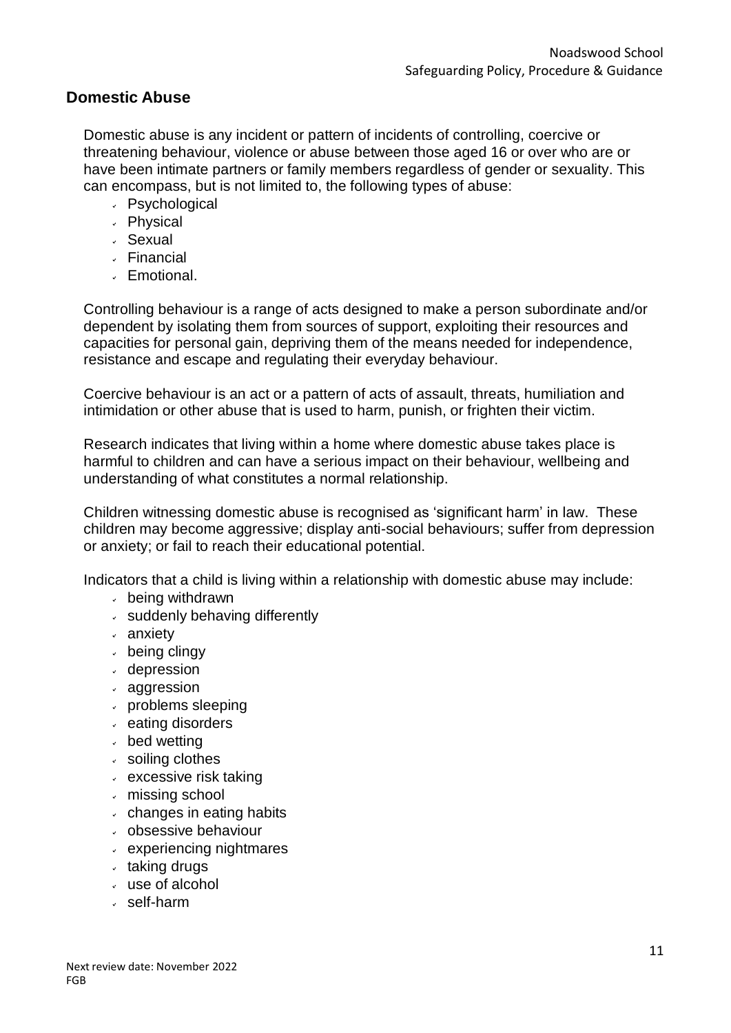## Domestic Abuse

Domestic abuse is any incident or pattern of incidents of controlling, coercive or threatening behaviour, violence or abuse between those aged 16 or over who are or have been intimate partners or family members regardless of gender or sexuality. This can encompass, but is not limited to, the following types of abuse:

- Psychological
- Physical
- Sexual
- Financial
- Emotional.

Controlling behaviour is a range of acts designed to make a person subordinate and/or dependent by isolating them from sources of support, exploiting their resources and capacities for personal gain, depriving them of the means needed for independence, resistance and escape and regulating their everyday behaviour.

Coercive behaviour is an act or a pattern of acts of assault, threats, humiliation and intimidation or other abuse that is used to harm, punish, or frighten their victim.

Research indicates that living within a home where domestic abuse takes place is harmful to children and can have a serious impact on their behaviour, wellbeing and understanding of what constitutes a normal relationship.

Children witnessing domestic abuse is recognised as 'significant harm' in law. These children may become aggressive; display anti-social behaviours; suffer from depression or anxiety; or fail to reach their educational potential.

Indicators that a child is living within a relationship with domestic abuse may include:

- being withdrawn
- suddenly behaving differently
- anxiety
- being clingy
- depression
- aggression
- problems sleeping
- eating disorders
- bed wetting
- soiling clothes
- excessive risk taking
- missing school
- changes in eating habits
- obsessive behaviour
- experiencing nightmares
- taking drugs
- use of alcohol
- self-harm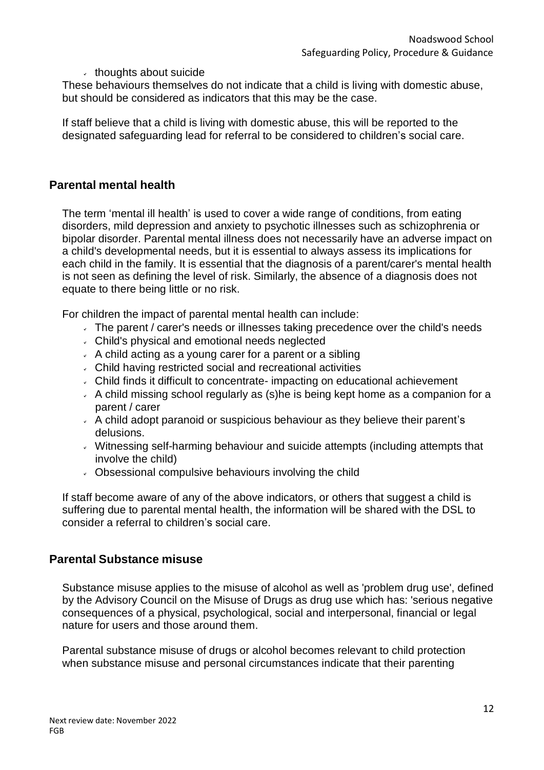- thoughts about suicide

These behaviours themselves do not indicate that a child is living with domestic abuse, but should be considered as indicators that this may be the case.

If staff believe that a child is living with domestic abuse, this will be reported to the designated safeguarding lead for referral to be considered to children's social care.

## Parental mental health

The term 'mental ill health' is used to cover a wide range of conditions, from eating disorders, mild depression and anxiety to psychotic illnesses such as schizophrenia or bipolar disorder. Parental mental illness does not necessarily have an adverse impact on a child's developmental needs, but it is essential to always assess its implications for each child in the family. It is essential that the diagnosis of a parent/carer's mental health is not seen as defining the level of risk. Similarly, the absence of a diagnosis does not equate to there being little or no risk.

For children the impact of parental mental health can include:

- The parent / carer's needs or illnesses taking precedence over the child's needs
- Child's physical and emotional needs neglected
- A child acting as a young carer for a parent or a sibling
- Child having restricted social and recreational activities
- Child finds it difficult to concentrate- impacting on educational achievement
- A child missing school regularly as (s)he is being kept home as a companion for a parent / carer
- A child adopt paranoid or suspicious behaviour as they believe their parent's delusions.
- Witnessing self-harming behaviour and suicide attempts (including attempts that involve the child)
- Obsessional compulsive behaviours involving the child

If staff become aware of any of the above indicators, or others that suggest a child is suffering due to parental mental health, the information will be shared with the DSL to consider a referral to children's social care.

## Parental Substance misuse

Substance misuse applies to the misuse of alcohol as well as 'problem drug use', defined by the Advisory Council on the Misuse of Drugs as drug use which has: 'serious negative consequences of a physical, psychological, social and interpersonal, financial or legal nature for users and those around them.

Parental substance misuse of drugs or alcohol becomes relevant to child protection when substance misuse and personal circumstances indicate that their parenting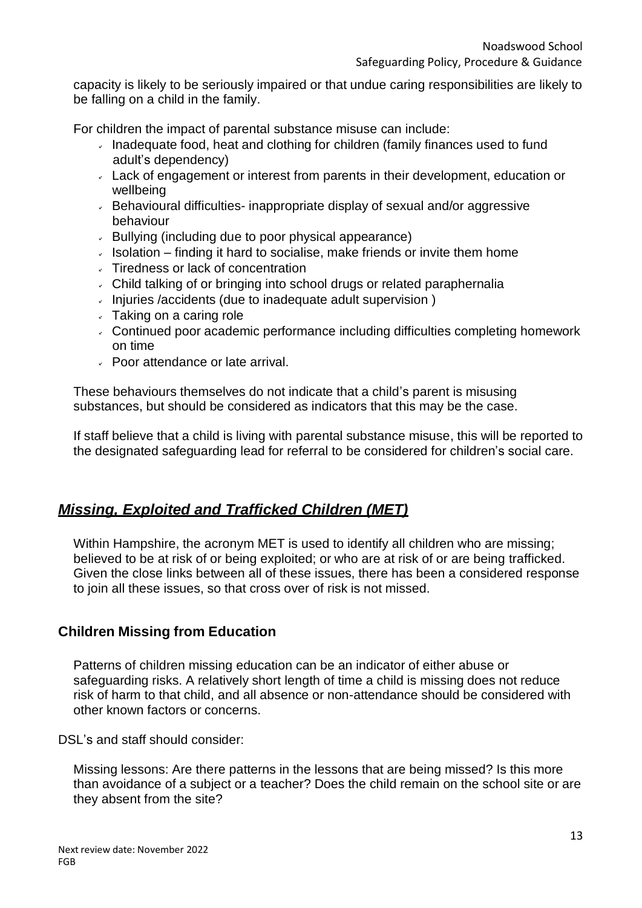capacity is likely to be seriously impaired or that undue caring responsibilities are likely to be falling on a child in the family.

For children the impact of parental substance misuse can include:

- Inadequate food, heat and clothing for children (family finances used to fund adult's dependency)
- Lack of engagement or interest from parents in their development, education or wellbeing
- Behavioural difficulties- inappropriate display of sexual and/or aggressive behaviour
- Bullying (including due to poor physical appearance)
- Isolation – finding it hard to socialise, make friends or invite them home
- Tiredness or lack of concentration
- Child talking of or bringing into school drugs or related paraphernalia
- Injuries /accidents (due to inadequate adult supervision )
- Taking on a caring role
- Continued poor academic performance including difficulties completing homework on time
- Poor attendance or late arrival.

These behaviours themselves do not indicate that a child's parent is misusing substances, but should be considered as indicators that this may be the case.

If staff believe that a child is living with parental substance misuse, this will be reported to the designated safeguarding lead for referral to be considered for children's social care.

## ***Missing, Exploited and Trafficked Children (MET)***

Within Hampshire, the acronym MET is used to identify all children who are missing; believed to be at risk of or being exploited; or who are at risk of or are being trafficked. Given the close links between all of these issues, there has been a considered response to join all these issues, so that cross over of risk is not missed.

### **Children Missing from Education**

Patterns of children missing education can be an indicator of either abuse or safeguarding risks. A relatively short length of time a child is missing does not reduce risk of harm to that child, and all absence or non-attendance should be considered with other known factors or concerns.

DSL's and staff should consider:

Missing lessons: Are there patterns in the lessons that are being missed? Is this more than avoidance of a subject or a teacher? Does the child remain on the school site or are they absent from the site?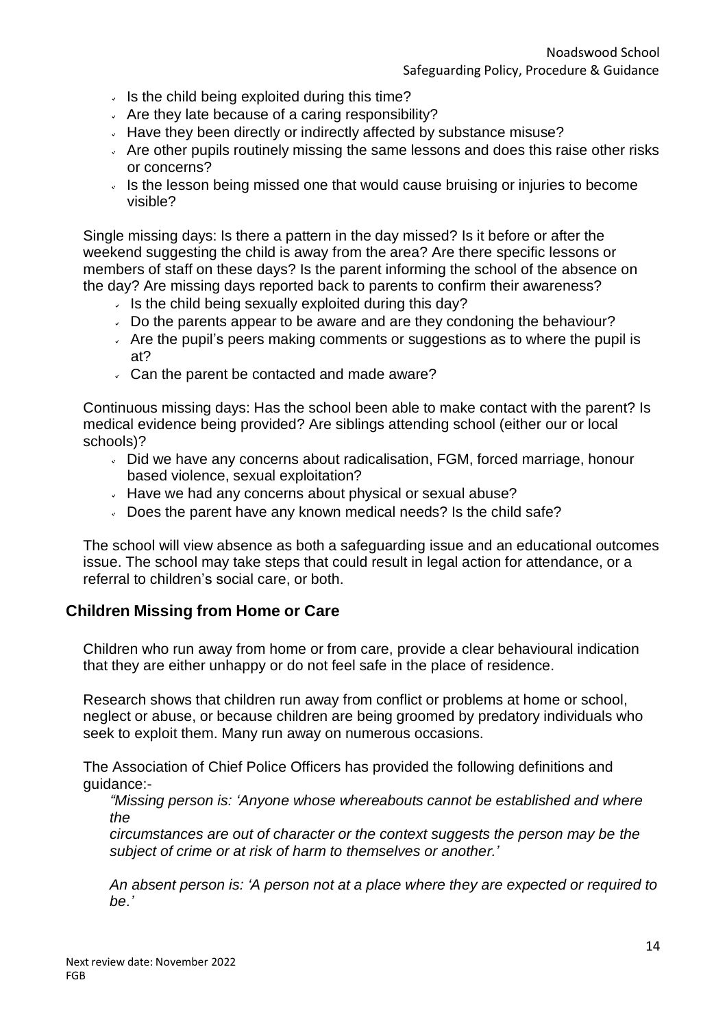- Is the child being exploited during this time?
- Are they late because of a caring responsibility?
- Have they been directly or indirectly affected by substance misuse?
- Are other pupils routinely missing the same lessons and does this raise other risks or concerns?
- Is the lesson being missed one that would cause bruising or injuries to become visible?

Single missing days: Is there a pattern in the day missed? Is it before or after the weekend suggesting the child is away from the area? Are there specific lessons or members of staff on these days? Is the parent informing the school of the absence on the day? Are missing days reported back to parents to confirm their awareness?

- Is the child being sexually exploited during this day?
- Do the parents appear to be aware and are they condoning the behaviour?
- Are the pupil's peers making comments or suggestions as to where the pupil is at?
- Can the parent be contacted and made aware?

Continuous missing days: Has the school been able to make contact with the parent? Is medical evidence being provided? Are siblings attending school (either our or local schools)?

- Did we have any concerns about radicalisation, FGM, forced marriage, honour based violence, sexual exploitation?
- Have we had any concerns about physical or sexual abuse?
- Does the parent have any known medical needs? Is the child safe?

The school will view absence as both a safeguarding issue and an educational outcomes issue. The school may take steps that could result in legal action for attendance, or a referral to children's social care, or both.

## Children Missing from Home or Care

Children who run away from home or from care, provide a clear behavioural indication that they are either unhappy or do not feel safe in the place of residence.

Research shows that children run away from conflict or problems at home or school, neglect or abuse, or because children are being groomed by predatory individuals who seek to exploit them. Many run away on numerous occasions.

The Association of Chief Police Officers has provided the following definitions and guidance:-

*"Missing person is: 'Anyone whose whereabouts cannot be established and where the circumstances are out of character or the context suggests the person may be the subject of crime or at risk of harm to themselves or another.'*

*An absent person is: 'A person not at a place where they are expected or required to be.'*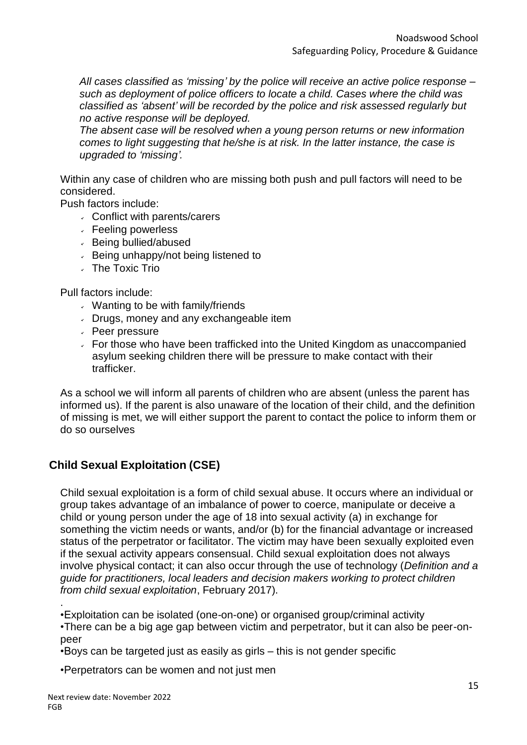*All cases classified as 'missing' by the police will receive an active police response – such as deployment of police officers to locate a child. Cases where the child was classified as 'absent' will be recorded by the police and risk assessed regularly but no active response will be deployed.*

*The absent case will be resolved when a young person returns or new information comes to light suggesting that he/she is at risk. In the latter instance, the case is upgraded to 'missing'.*

Within any case of children who are missing both push and pull factors will need to be considered.

Push factors include:

- Conflict with parents/carers
- Feeling powerless
- Being bullied/abused
- Being unhappy/not being listened to
- The Toxic Trio

Pull factors include:

- Wanting to be with family/friends
- Drugs, money and any exchangeable item
- Peer pressure
- For those who have been trafficked into the United Kingdom as unaccompanied asylum seeking children there will be pressure to make contact with their trafficker.

As a school we will inform all parents of children who are absent (unless the parent has informed us). If the parent is also unaware of the location of their child, and the definition of missing is met, we will either support the parent to contact the police to inform them or do so ourselves

## Child Sexual Exploitation (CSE)

Child sexual exploitation is a form of child sexual abuse. It occurs where an individual or group takes advantage of an imbalance of power to coerce, manipulate or deceive a child or young person under the age of 18 into sexual activity (a) in exchange for something the victim needs or wants, and/or (b) for the financial advantage or increased status of the perpetrator or facilitator. The victim may have been sexually exploited even if the sexual activity appears consensual. Child sexual exploitation does not always involve physical contact; it can also occur through the use of technology (*Definition and a guide for practitioners, local leaders and decision makers working to protect children from child sexual exploitation*, February 2017).

.

•Exploitation can be isolated (one-on-one) or organised group/criminal activity

•There can be a big age gap between victim and perpetrator, but it can also be peer-on-peer

•Boys can be targeted just as easily as girls – this is not gender specific

•Perpetrators can be women and not just men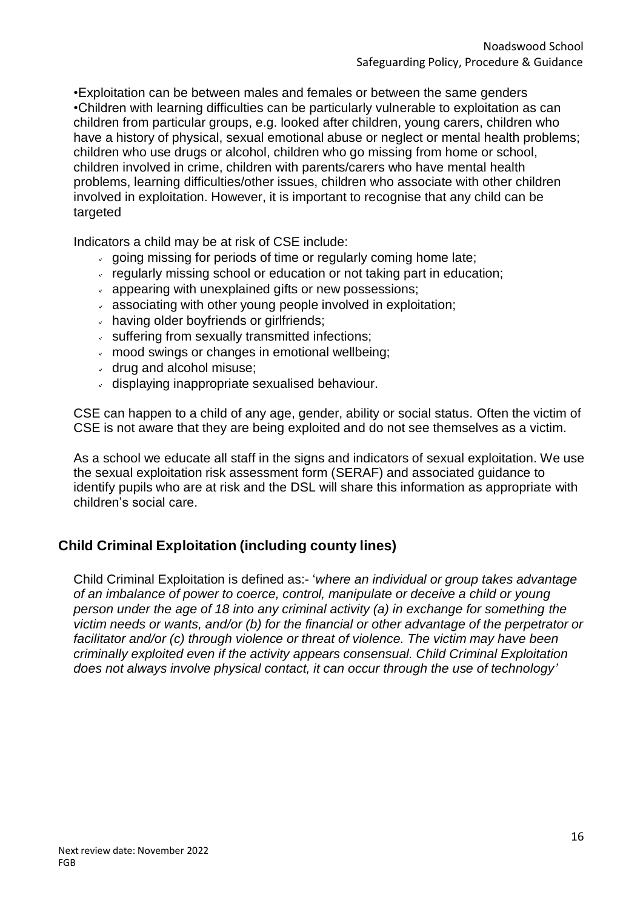•Exploitation can be between males and females or between the same genders
•Children with learning difficulties can be particularly vulnerable to exploitation as can children from particular groups, e.g. looked after children, young carers, children who have a history of physical, sexual emotional abuse or neglect or mental health problems; children who use drugs or alcohol, children who go missing from home or school, children involved in crime, children with parents/carers who have mental health problems, learning difficulties/other issues, children who associate with other children involved in exploitation. However, it is important to recognise that any child can be targeted

Indicators a child may be at risk of CSE include:

- going missing for periods of time or regularly coming home late;
- regularly missing school or education or not taking part in education;
- appearing with unexplained gifts or new possessions;
- associating with other young people involved in exploitation;
- having older boyfriends or girlfriends;
- suffering from sexually transmitted infections;
- mood swings or changes in emotional wellbeing;
- drug and alcohol misuse;
- displaying inappropriate sexualised behaviour.

CSE can happen to a child of any age, gender, ability or social status. Often the victim of CSE is not aware that they are being exploited and do not see themselves as a victim.

As a school we educate all staff in the signs and indicators of sexual exploitation. We use the sexual exploitation risk assessment form (SERAF) and associated guidance to identify pupils who are at risk and the DSL will share this information as appropriate with children's social care.

## Child Criminal Exploitation (including county lines)

Child Criminal Exploitation is defined as:- '*where an individual or group takes advantage of an imbalance of power to coerce, control, manipulate or deceive a child or young person under the age of 18 into any criminal activity (a) in exchange for something the victim needs or wants, and/or (b) for the financial or other advantage of the perpetrator or facilitator and/or (c) through violence or threat of violence. The victim may have been criminally exploited even if the activity appears consensual. Child Criminal Exploitation does not always involve physical contact, it can occur through the use of technology'*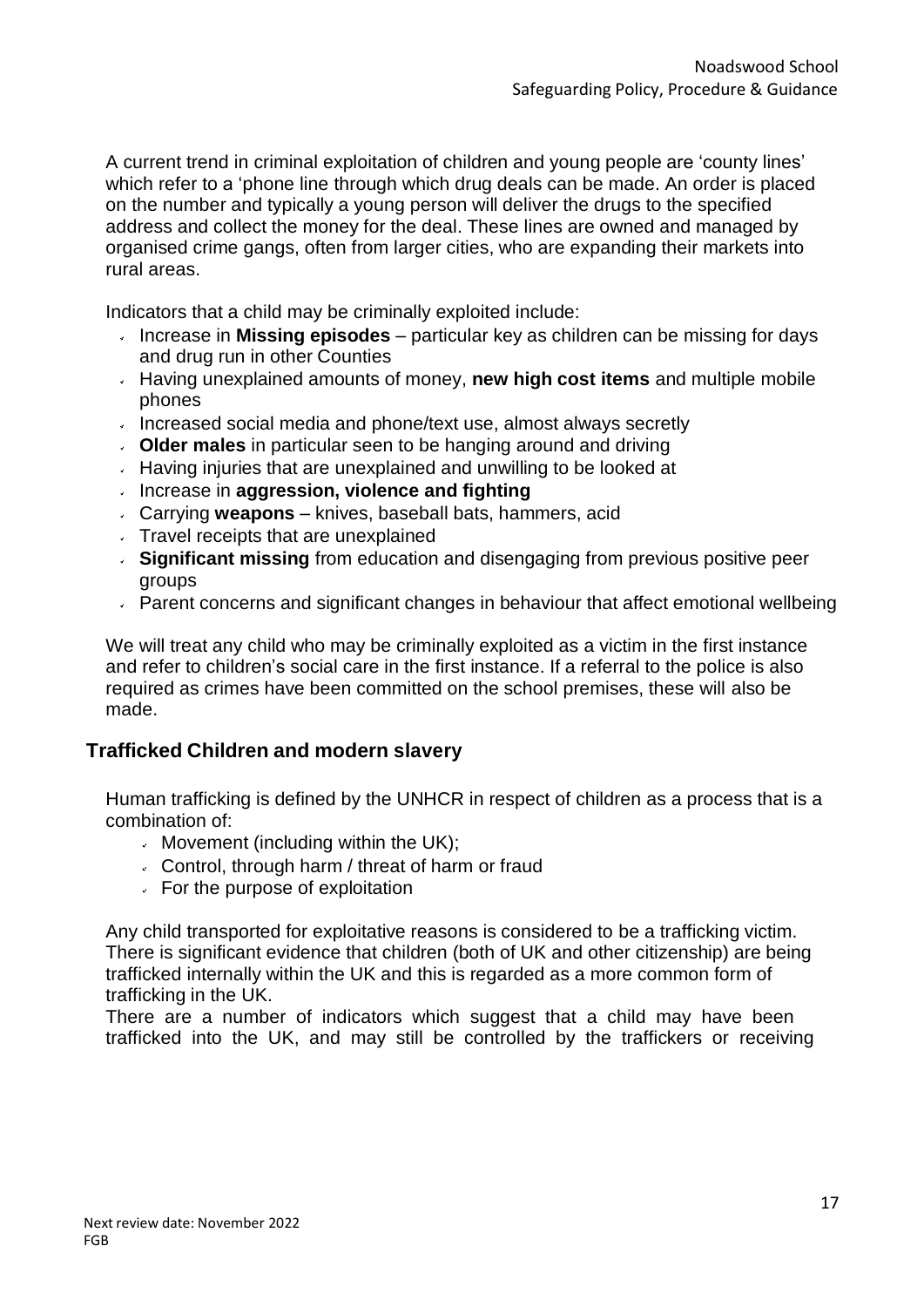A current trend in criminal exploitation of children and young people are 'county lines' which refer to a 'phone line through which drug deals can be made. An order is placed on the number and typically a young person will deliver the drugs to the specified address and collect the money for the deal. These lines are owned and managed by organised crime gangs, often from larger cities, who are expanding their markets into rural areas.

Indicators that a child may be criminally exploited include:

- Increase in **Missing episodes** – particular key as children can be missing for days and drug run in other Counties
- Having unexplained amounts of money, **new high cost items** and multiple mobile phones
- Increased social media and phone/text use, almost always secretly
- **Older males** in particular seen to be hanging around and driving
- Having injuries that are unexplained and unwilling to be looked at
- Increase in **aggression, violence and fighting**
- Carrying **weapons** – knives, baseball bats, hammers, acid
- Travel receipts that are unexplained
- **Significant missing** from education and disengaging from previous positive peer groups
- Parent concerns and significant changes in behaviour that affect emotional wellbeing

We will treat any child who may be criminally exploited as a victim in the first instance and refer to children's social care in the first instance. If a referral to the police is also required as crimes have been committed on the school premises, these will also be made.

## Trafficked Children and modern slavery

Human trafficking is defined by the UNHCR in respect of children as a process that is a combination of:

- Movement (including within the UK);
- Control, through harm / threat of harm or fraud
- For the purpose of exploitation

Any child transported for exploitative reasons is considered to be a trafficking victim. There is significant evidence that children (both of UK and other citizenship) are being trafficked internally within the UK and this is regarded as a more common form of trafficking in the UK.
There are a number of indicators which suggest that a child may have been trafficked into the UK, and may still be controlled by the traffickers or receiving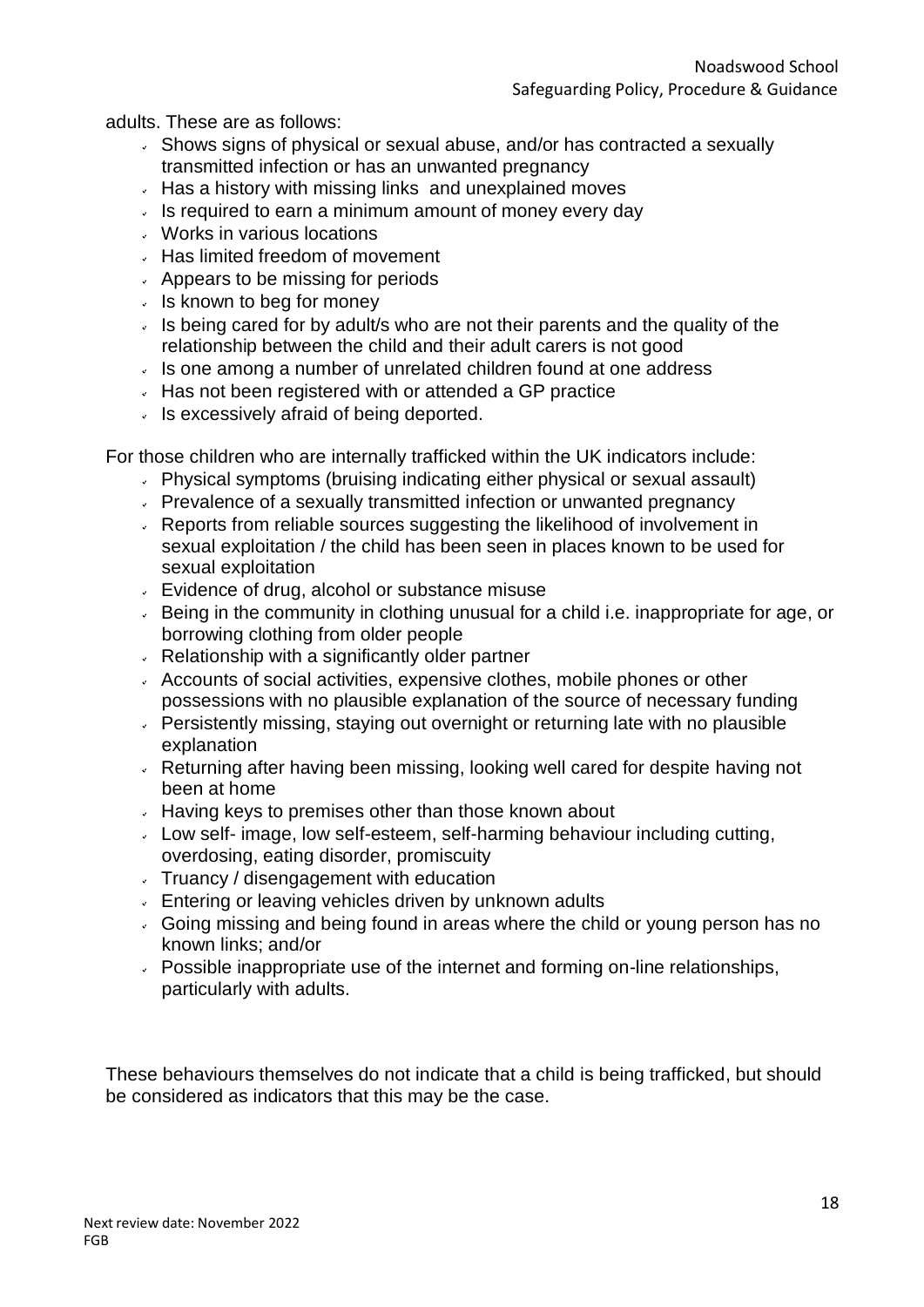adults. These are as follows:

- Shows signs of physical or sexual abuse, and/or has contracted a sexually transmitted infection or has an unwanted pregnancy
- Has a history with missing links and unexplained moves
- Is required to earn a minimum amount of money every day
- Works in various locations
- Has limited freedom of movement
- Appears to be missing for periods
- Is known to beg for money
- Is being cared for by adult/s who are not their parents and the quality of the relationship between the child and their adult carers is not good
- Is one among a number of unrelated children found at one address
- Has not been registered with or attended a GP practice
- Is excessively afraid of being deported.

For those children who are internally trafficked within the UK indicators include:

- Physical symptoms (bruising indicating either physical or sexual assault)
- Prevalence of a sexually transmitted infection or unwanted pregnancy
- Reports from reliable sources suggesting the likelihood of involvement in sexual exploitation / the child has been seen in places known to be used for sexual exploitation
- Evidence of drug, alcohol or substance misuse
- Being in the community in clothing unusual for a child i.e. inappropriate for age, or borrowing clothing from older people
- Relationship with a significantly older partner
- Accounts of social activities, expensive clothes, mobile phones or other possessions with no plausible explanation of the source of necessary funding
- Persistently missing, staying out overnight or returning late with no plausible explanation
- Returning after having been missing, looking well cared for despite having not been at home
- Having keys to premises other than those known about
- Low self- image, low self-esteem, self-harming behaviour including cutting, overdosing, eating disorder, promiscuity
- Truancy / disengagement with education
- Entering or leaving vehicles driven by unknown adults
- Going missing and being found in areas where the child or young person has no known links; and/or
- Possible inappropriate use of the internet and forming on-line relationships, particularly with adults.

These behaviours themselves do not indicate that a child is being trafficked, but should be considered as indicators that this may be the case.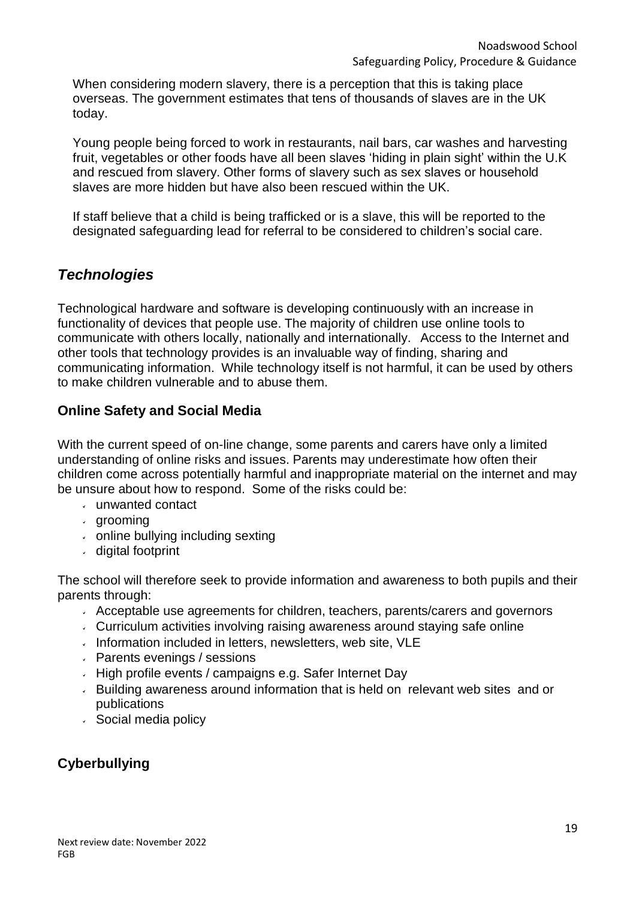When considering modern slavery, there is a perception that this is taking place overseas. The government estimates that tens of thousands of slaves are in the UK today.

Young people being forced to work in restaurants, nail bars, car washes and harvesting fruit, vegetables or other foods have all been slaves 'hiding in plain sight' within the U.K and rescued from slavery. Other forms of slavery such as sex slaves or household slaves are more hidden but have also been rescued within the UK.

If staff believe that a child is being trafficked or is a slave, this will be reported to the designated safeguarding lead for referral to be considered to children's social care.

## *Technologies*

Technological hardware and software is developing continuously with an increase in functionality of devices that people use. The majority of children use online tools to communicate with others locally, nationally and internationally. Access to the Internet and other tools that technology provides is an invaluable way of finding, sharing and communicating information. While technology itself is not harmful, it can be used by others to make children vulnerable and to abuse them.

### **Online Safety and Social Media**

With the current speed of on-line change, some parents and carers have only a limited understanding of online risks and issues. Parents may underestimate how often their children come across potentially harmful and inappropriate material on the internet and may be unsure about how to respond. Some of the risks could be:

- unwanted contact
- grooming
- online bullying including sexting
- digital footprint

The school will therefore seek to provide information and awareness to both pupils and their parents through:

- Acceptable use agreements for children, teachers, parents/carers and governors
- Curriculum activities involving raising awareness around staying safe online
- Information included in letters, newsletters, web site, VLE
- Parents evenings / sessions
- High profile events / campaigns e.g. Safer Internet Day
- Building awareness around information that is held on relevant web sites and or publications
- Social media policy

### **Cyberbullying**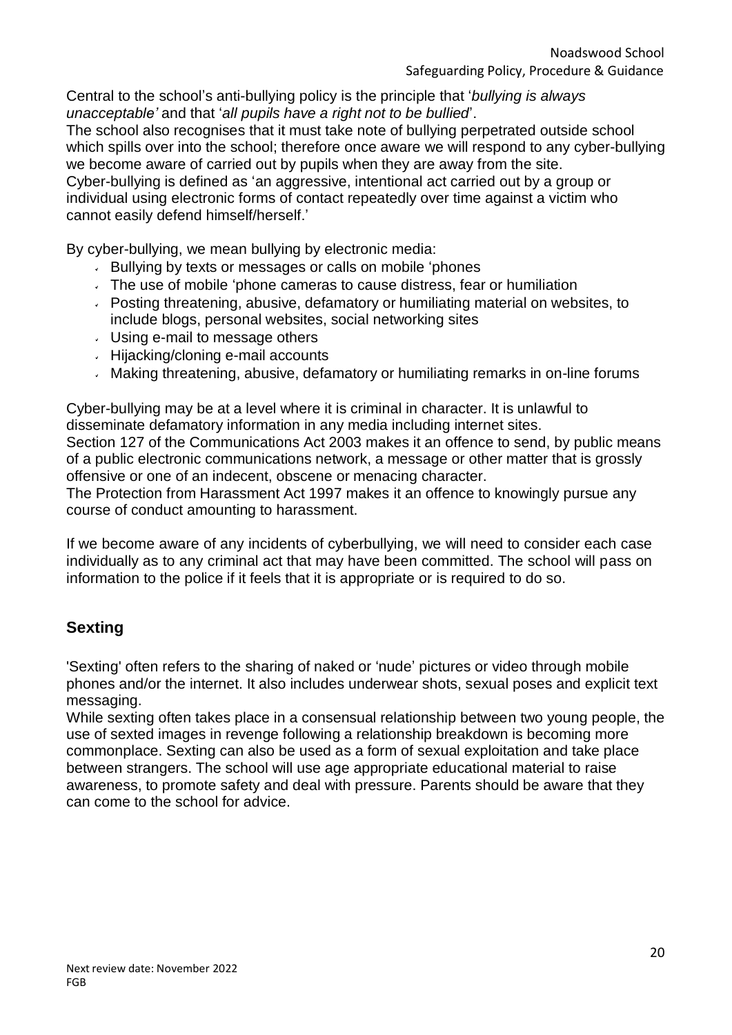Central to the school's anti-bullying policy is the principle that '*bullying is always unacceptable'* and that '*all pupils have a right not to be bullied*'.
The school also recognises that it must take note of bullying perpetrated outside school which spills over into the school; therefore once aware we will respond to any cyber-bullying we become aware of carried out by pupils when they are away from the site.
Cyber-bullying is defined as 'an aggressive, intentional act carried out by a group or individual using electronic forms of contact repeatedly over time against a victim who cannot easily defend himself/herself.'

By cyber-bullying, we mean bullying by electronic media:

- Bullying by texts or messages or calls on mobile 'phones
- The use of mobile 'phone cameras to cause distress, fear or humiliation
- Posting threatening, abusive, defamatory or humiliating material on websites, to include blogs, personal websites, social networking sites
- Using e-mail to message others
- Hijacking/cloning e-mail accounts
- Making threatening, abusive, defamatory or humiliating remarks in on-line forums

Cyber-bullying may be at a level where it is criminal in character. It is unlawful to disseminate defamatory information in any media including internet sites.
Section 127 of the Communications Act 2003 makes it an offence to send, by public means of a public electronic communications network, a message or other matter that is grossly offensive or one of an indecent, obscene or menacing character.
The Protection from Harassment Act 1997 makes it an offence to knowingly pursue any course of conduct amounting to harassment.

If we become aware of any incidents of cyberbullying, we will need to consider each case individually as to any criminal act that may have been committed. The school will pass on information to the police if it feels that it is appropriate or is required to do so.

## Sexting

'Sexting' often refers to the sharing of naked or 'nude' pictures or video through mobile phones and/or the internet. It also includes underwear shots, sexual poses and explicit text messaging.
While sexting often takes place in a consensual relationship between two young people, the use of sexted images in revenge following a relationship breakdown is becoming more commonplace. Sexting can also be used as a form of sexual exploitation and take place between strangers. The school will use age appropriate educational material to raise awareness, to promote safety and deal with pressure. Parents should be aware that they can come to the school for advice.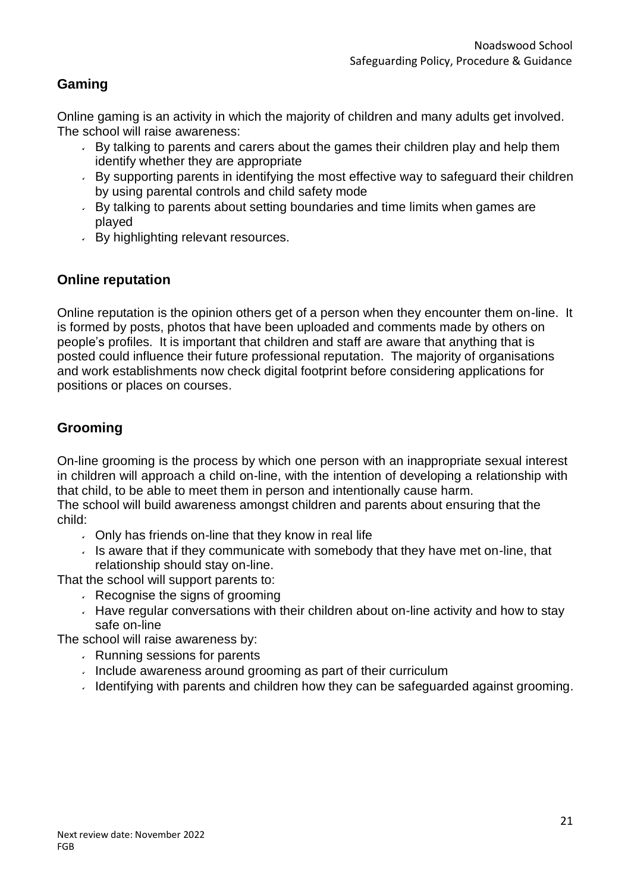## Gaming

Online gaming is an activity in which the majority of children and many adults get involved. The school will raise awareness:

- By talking to parents and carers about the games their children play and help them identify whether they are appropriate
- By supporting parents in identifying the most effective way to safeguard their children by using parental controls and child safety mode
- By talking to parents about setting boundaries and time limits when games are played
- By highlighting relevant resources.

## Online reputation

Online reputation is the opinion others get of a person when they encounter them on-line. It is formed by posts, photos that have been uploaded and comments made by others on people's profiles. It is important that children and staff are aware that anything that is posted could influence their future professional reputation. The majority of organisations and work establishments now check digital footprint before considering applications for positions or places on courses.

## Grooming

On-line grooming is the process by which one person with an inappropriate sexual interest in children will approach a child on-line, with the intention of developing a relationship with that child, to be able to meet them in person and intentionally cause harm.

The school will build awareness amongst children and parents about ensuring that the child:

- Only has friends on-line that they know in real life
- Is aware that if they communicate with somebody that they have met on-line, that relationship should stay on-line.

That the school will support parents to:

- Recognise the signs of grooming
- Have regular conversations with their children about on-line activity and how to stay safe on-line

The school will raise awareness by:

- Running sessions for parents
- Include awareness around grooming as part of their curriculum
- Identifying with parents and children how they can be safeguarded against grooming.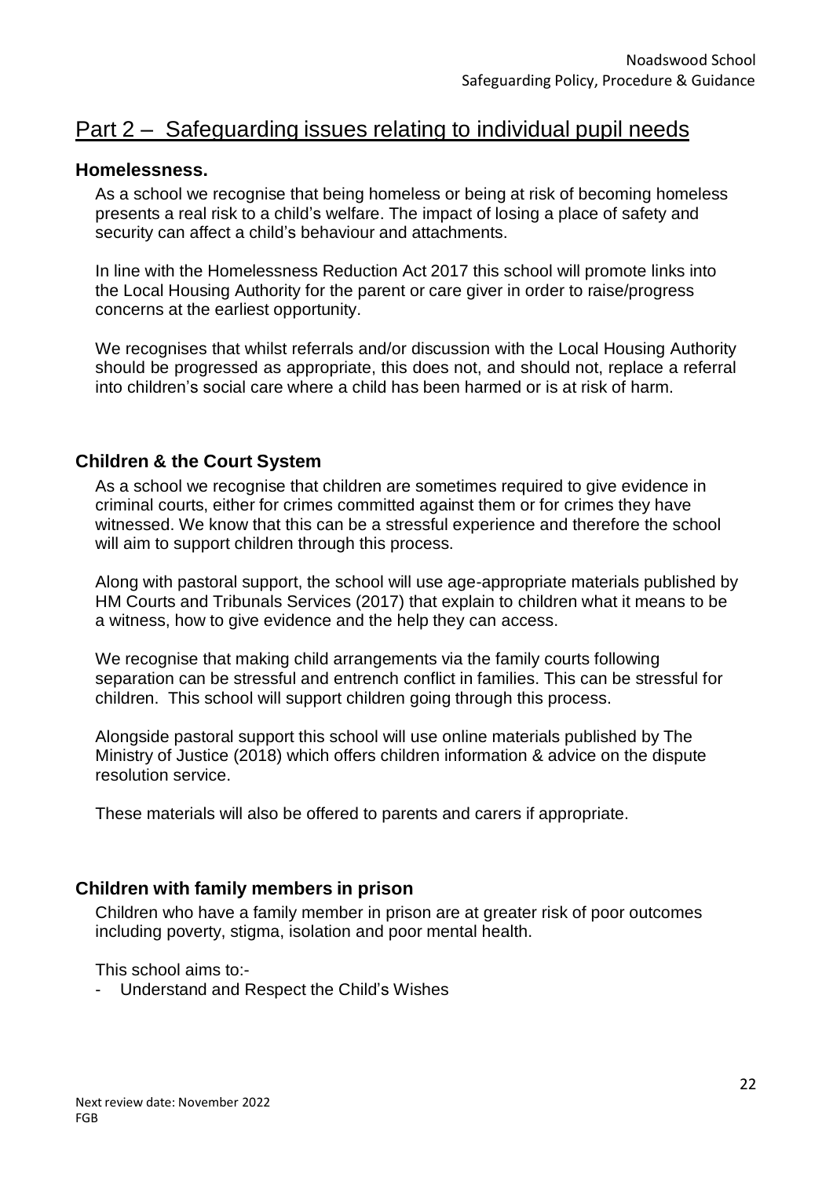## Part 2 – Safeguarding issues relating to individual pupil needs

### Homelessness.

As a school we recognise that being homeless or being at risk of becoming homeless presents a real risk to a child's welfare. The impact of losing a place of safety and security can affect a child's behaviour and attachments.

In line with the Homelessness Reduction Act 2017 this school will promote links into the Local Housing Authority for the parent or care giver in order to raise/progress concerns at the earliest opportunity.

We recognises that whilst referrals and/or discussion with the Local Housing Authority should be progressed as appropriate, this does not, and should not, replace a referral into children's social care where a child has been harmed or is at risk of harm.

### Children & the Court System

As a school we recognise that children are sometimes required to give evidence in criminal courts, either for crimes committed against them or for crimes they have witnessed. We know that this can be a stressful experience and therefore the school will aim to support children through this process.

Along with pastoral support, the school will use age-appropriate materials published by HM Courts and Tribunals Services (2017) that explain to children what it means to be a witness, how to give evidence and the help they can access.

We recognise that making child arrangements via the family courts following separation can be stressful and entrench conflict in families. This can be stressful for children. This school will support children going through this process.

Alongside pastoral support this school will use online materials published by The Ministry of Justice (2018) which offers children information & advice on the dispute resolution service.

These materials will also be offered to parents and carers if appropriate.

### Children with family members in prison

Children who have a family member in prison are at greater risk of poor outcomes including poverty, stigma, isolation and poor mental health.

This school aims to:-

- Understand and Respect the Child's Wishes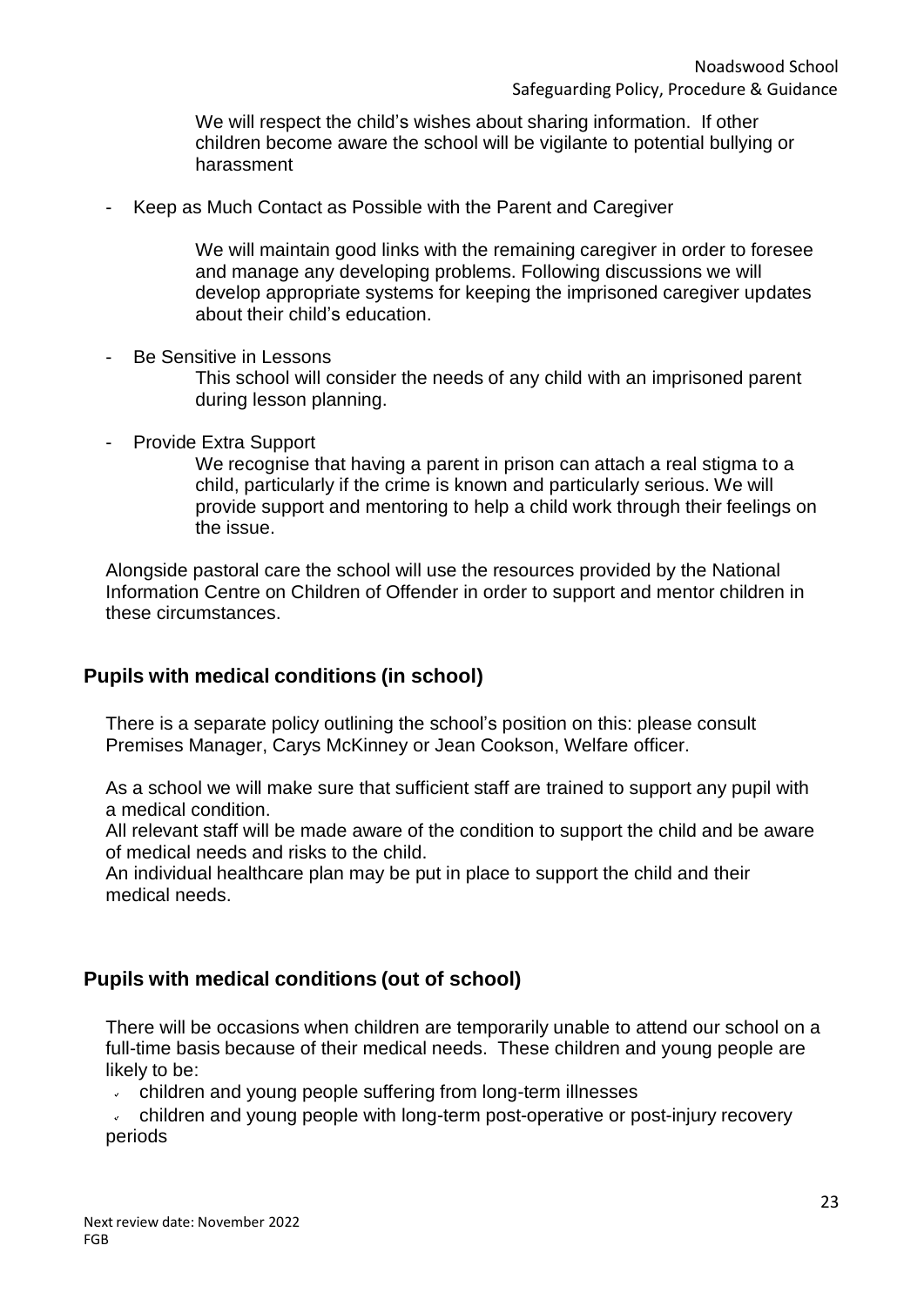We will respect the child's wishes about sharing information. If other children become aware the school will be vigilante to potential bullying or harassment

- Keep as Much Contact as Possible with the Parent and Caregiver

  We will maintain good links with the remaining caregiver in order to foresee and manage any developing problems. Following discussions we will develop appropriate systems for keeping the imprisoned caregiver updates about their child's education.

- Be Sensitive in Lessons

  This school will consider the needs of any child with an imprisoned parent during lesson planning.

- Provide Extra Support

  We recognise that having a parent in prison can attach a real stigma to a child, particularly if the crime is known and particularly serious. We will provide support and mentoring to help a child work through their feelings on the issue.

Alongside pastoral care the school will use the resources provided by the National Information Centre on Children of Offender in order to support and mentor children in these circumstances.

## Pupils with medical conditions (in school)

There is a separate policy outlining the school's position on this: please consult Premises Manager, Carys McKinney or Jean Cookson, Welfare officer.

As a school we will make sure that sufficient staff are trained to support any pupil with a medical condition.
All relevant staff will be made aware of the condition to support the child and be aware of medical needs and risks to the child.
An individual healthcare plan may be put in place to support the child and their medical needs.

## Pupils with medical conditions (out of school)

There will be occasions when children are temporarily unable to attend our school on a full-time basis because of their medical needs. These children and young people are likely to be:

- children and young people suffering from long-term illnesses
- children and young people with long-term post-operative or post-injury recovery periods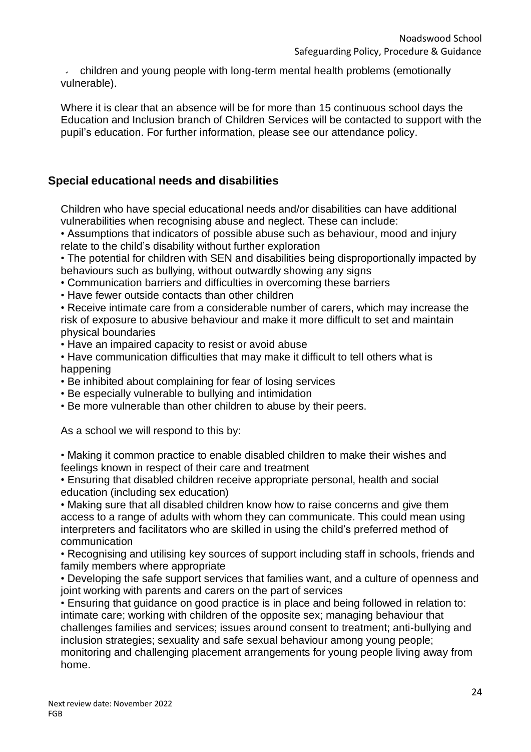- children and young people with long-term mental health problems (emotionally vulnerable).

Where it is clear that an absence will be for more than 15 continuous school days the Education and Inclusion branch of Children Services will be contacted to support with the pupil's education. For further information, please see our attendance policy.

## Special educational needs and disabilities

Children who have special educational needs and/or disabilities can have additional vulnerabilities when recognising abuse and neglect. These can include:

- Assumptions that indicators of possible abuse such as behaviour, mood and injury relate to the child's disability without further exploration
- The potential for children with SEN and disabilities being disproportionally impacted by behaviours such as bullying, without outwardly showing any signs
- Communication barriers and difficulties in overcoming these barriers
- Have fewer outside contacts than other children
- Receive intimate care from a considerable number of carers, which may increase the risk of exposure to abusive behaviour and make it more difficult to set and maintain physical boundaries
- Have an impaired capacity to resist or avoid abuse
- Have communication difficulties that may make it difficult to tell others what is happening
- Be inhibited about complaining for fear of losing services
- Be especially vulnerable to bullying and intimidation
- Be more vulnerable than other children to abuse by their peers.

As a school we will respond to this by:

- Making it common practice to enable disabled children to make their wishes and feelings known in respect of their care and treatment
- Ensuring that disabled children receive appropriate personal, health and social education (including sex education)
- Making sure that all disabled children know how to raise concerns and give them access to a range of adults with whom they can communicate. This could mean using interpreters and facilitators who are skilled in using the child's preferred method of communication
- Recognising and utilising key sources of support including staff in schools, friends and family members where appropriate
- Developing the safe support services that families want, and a culture of openness and joint working with parents and carers on the part of services
- Ensuring that guidance on good practice is in place and being followed in relation to: intimate care; working with children of the opposite sex; managing behaviour that challenges families and services; issues around consent to treatment; anti-bullying and inclusion strategies; sexuality and safe sexual behaviour among young people; monitoring and challenging placement arrangements for young people living away from home.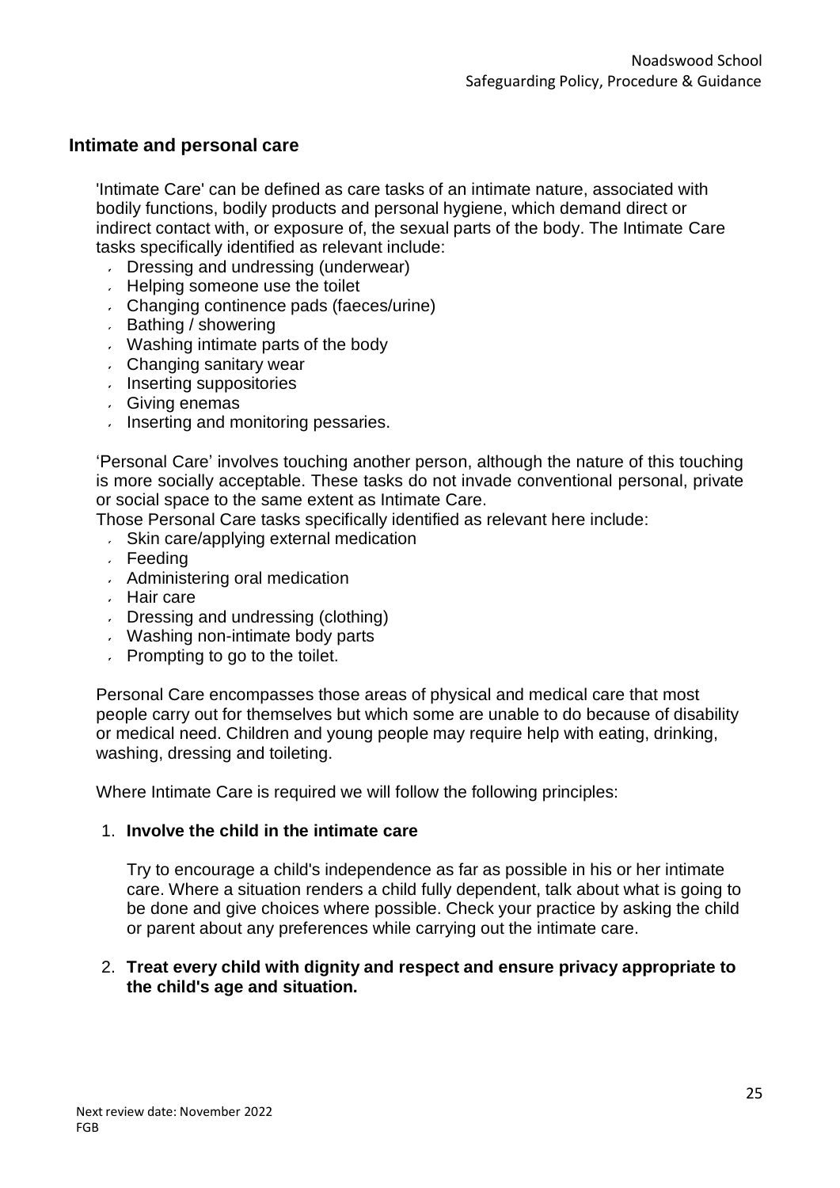## Intimate and personal care

'Intimate Care' can be defined as care tasks of an intimate nature, associated with bodily functions, bodily products and personal hygiene, which demand direct or indirect contact with, or exposure of, the sexual parts of the body. The Intimate Care tasks specifically identified as relevant include:

- Dressing and undressing (underwear)
- Helping someone use the toilet
- Changing continence pads (faeces/urine)
- Bathing / showering
- Washing intimate parts of the body
- Changing sanitary wear
- Inserting suppositories
- Giving enemas
- Inserting and monitoring pessaries.

'Personal Care' involves touching another person, although the nature of this touching is more socially acceptable. These tasks do not invade conventional personal, private or social space to the same extent as Intimate Care.

Those Personal Care tasks specifically identified as relevant here include:

- Skin care/applying external medication
- Feeding
- Administering oral medication
- Hair care
- Dressing and undressing (clothing)
- Washing non-intimate body parts
- Prompting to go to the toilet.

Personal Care encompasses those areas of physical and medical care that most people carry out for themselves but which some are unable to do because of disability or medical need. Children and young people may require help with eating, drinking, washing, dressing and toileting.

Where Intimate Care is required we will follow the following principles:

1. **Involve the child in the intimate care**

   Try to encourage a child's independence as far as possible in his or her intimate care. Where a situation renders a child fully dependent, talk about what is going to be done and give choices where possible. Check your practice by asking the child or parent about any preferences while carrying out the intimate care.

2. **Treat every child with dignity and respect and ensure privacy appropriate to the child's age and situation.**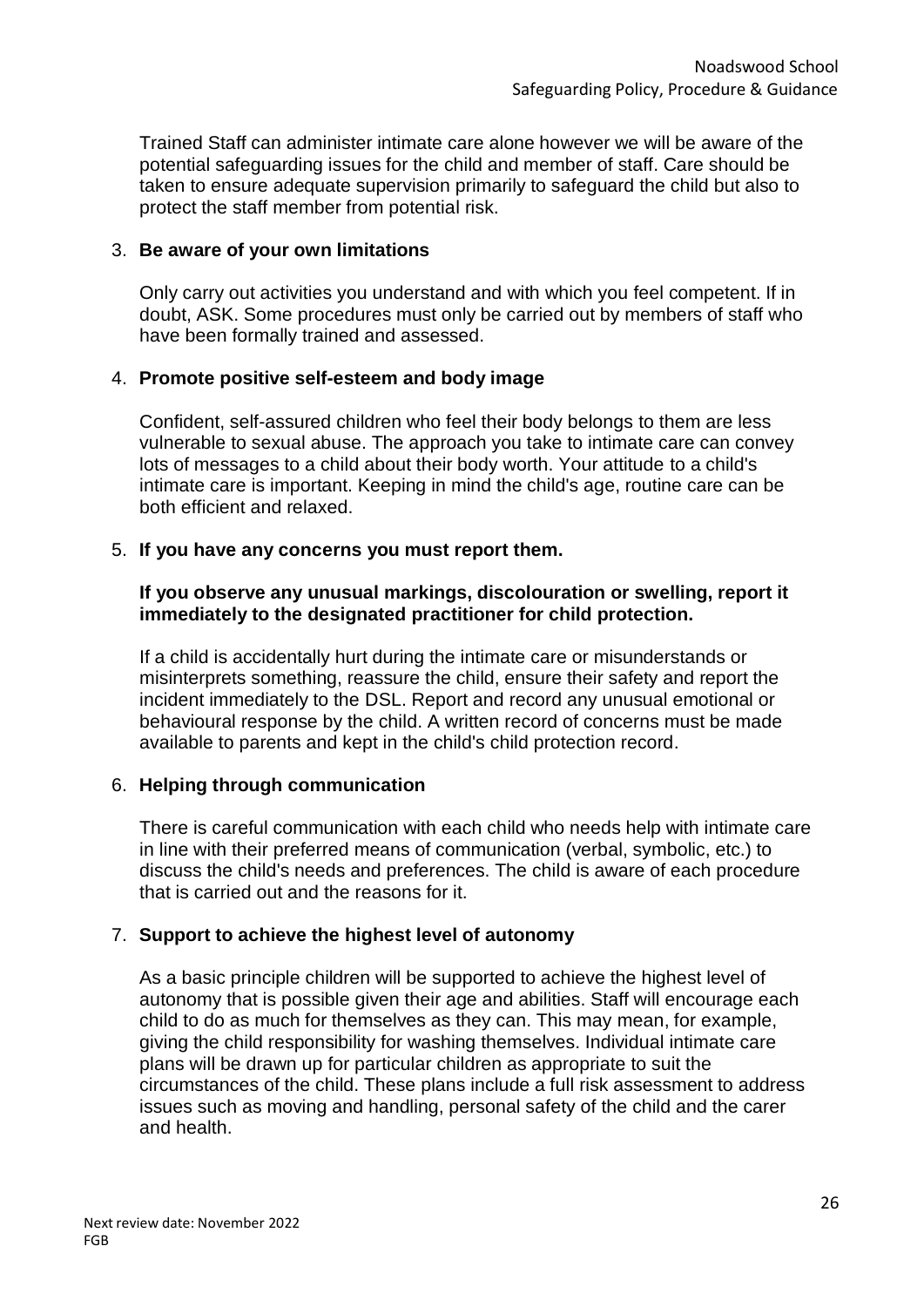Trained Staff can administer intimate care alone however we will be aware of the potential safeguarding issues for the child and member of staff. Care should be taken to ensure adequate supervision primarily to safeguard the child but also to protect the staff member from potential risk.

3. **Be aware of your own limitations**

   Only carry out activities you understand and with which you feel competent. If in doubt, ASK. Some procedures must only be carried out by members of staff who have been formally trained and assessed.

4. **Promote positive self-esteem and body image**

   Confident, self-assured children who feel their body belongs to them are less vulnerable to sexual abuse. The approach you take to intimate care can convey lots of messages to a child about their body worth. Your attitude to a child's intimate care is important. Keeping in mind the child's age, routine care can be both efficient and relaxed.

5. **If you have any concerns you must report them.**

   **If you observe any unusual markings, discolouration or swelling, report it immediately to the designated practitioner for child protection.**

   If a child is accidentally hurt during the intimate care or misunderstands or misinterprets something, reassure the child, ensure their safety and report the incident immediately to the DSL. Report and record any unusual emotional or behavioural response by the child. A written record of concerns must be made available to parents and kept in the child's child protection record.

6. **Helping through communication**

   There is careful communication with each child who needs help with intimate care in line with their preferred means of communication (verbal, symbolic, etc.) to discuss the child's needs and preferences. The child is aware of each procedure that is carried out and the reasons for it.

7. **Support to achieve the highest level of autonomy**

   As a basic principle children will be supported to achieve the highest level of autonomy that is possible given their age and abilities. Staff will encourage each child to do as much for themselves as they can. This may mean, for example, giving the child responsibility for washing themselves. Individual intimate care plans will be drawn up for particular children as appropriate to suit the circumstances of the child. These plans include a full risk assessment to address issues such as moving and handling, personal safety of the child and the carer and health.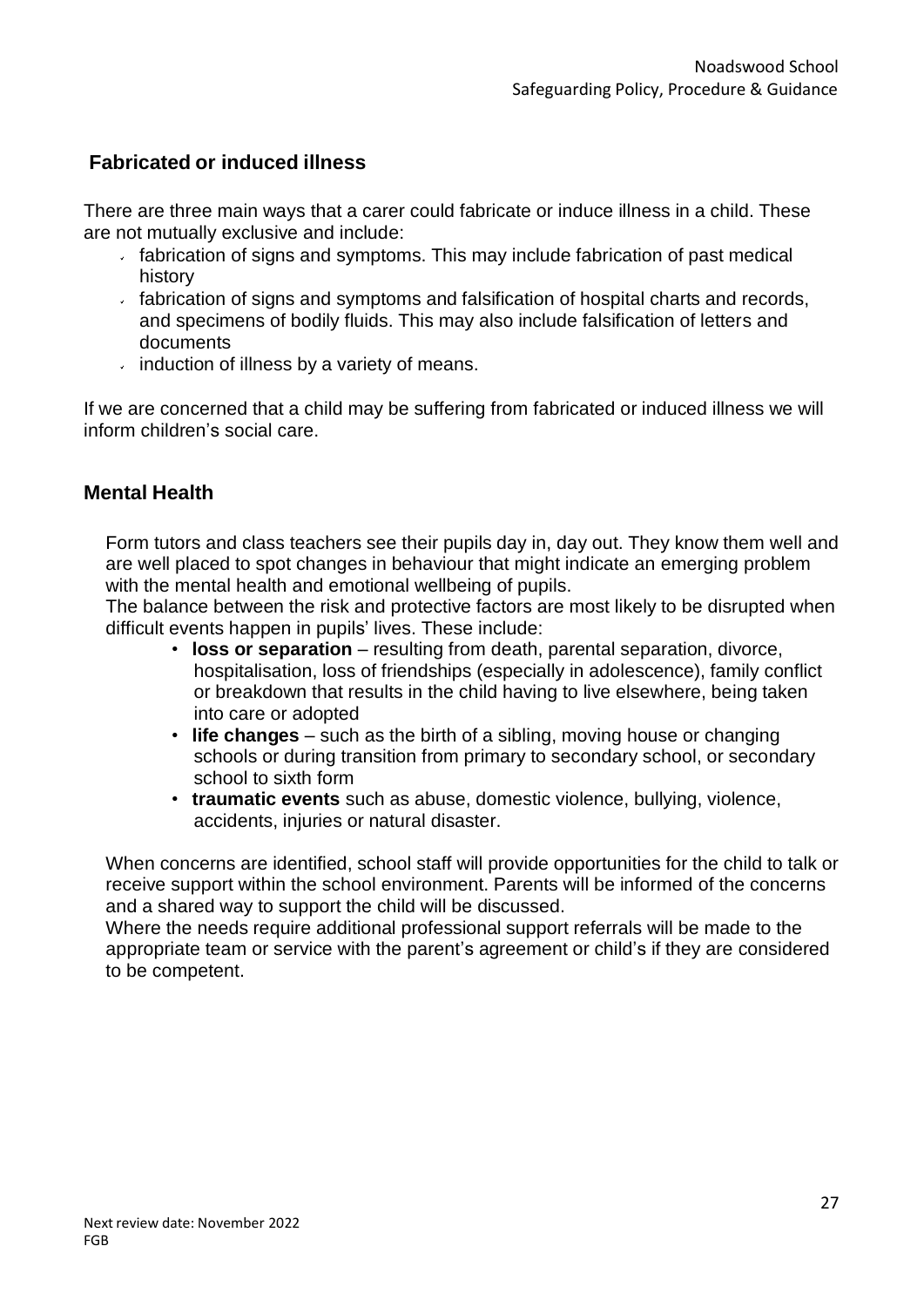## Fabricated or induced illness

There are three main ways that a carer could fabricate or induce illness in a child. These are not mutually exclusive and include:

- fabrication of signs and symptoms. This may include fabrication of past medical history
- fabrication of signs and symptoms and falsification of hospital charts and records, and specimens of bodily fluids. This may also include falsification of letters and documents
- induction of illness by a variety of means.

If we are concerned that a child may be suffering from fabricated or induced illness we will inform children's social care.

## Mental Health

Form tutors and class teachers see their pupils day in, day out. They know them well and are well placed to spot changes in behaviour that might indicate an emerging problem with the mental health and emotional wellbeing of pupils.

The balance between the risk and protective factors are most likely to be disrupted when difficult events happen in pupils' lives. These include:

- **loss or separation** – resulting from death, parental separation, divorce, hospitalisation, loss of friendships (especially in adolescence), family conflict or breakdown that results in the child having to live elsewhere, being taken into care or adopted
- **life changes** – such as the birth of a sibling, moving house or changing schools or during transition from primary to secondary school, or secondary school to sixth form
- **traumatic events** such as abuse, domestic violence, bullying, violence, accidents, injuries or natural disaster.

When concerns are identified, school staff will provide opportunities for the child to talk or receive support within the school environment. Parents will be informed of the concerns and a shared way to support the child will be discussed.

Where the needs require additional professional support referrals will be made to the appropriate team or service with the parent's agreement or child's if they are considered to be competent.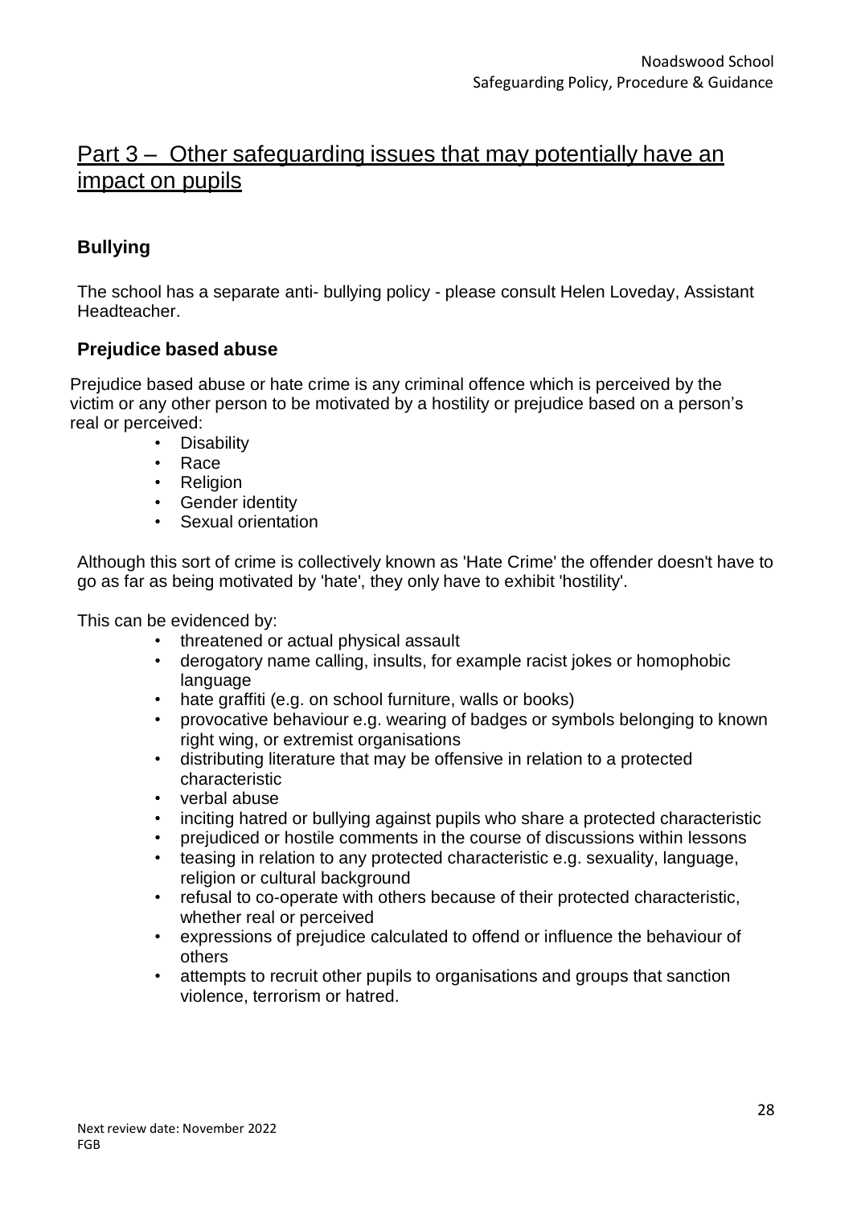# Part 3 – Other safeguarding issues that may potentially have an impact on pupils

## Bullying

The school has a separate anti- bullying policy - please consult Helen Loveday, Assistant Headteacher.

## Prejudice based abuse

Prejudice based abuse or hate crime is any criminal offence which is perceived by the victim or any other person to be motivated by a hostility or prejudice based on a person's real or perceived:

- Disability
- Race
- Religion
- Gender identity
- Sexual orientation

Although this sort of crime is collectively known as 'Hate Crime' the offender doesn't have to go as far as being motivated by 'hate', they only have to exhibit 'hostility'.

This can be evidenced by:

- threatened or actual physical assault
- derogatory name calling, insults, for example racist jokes or homophobic language
- hate graffiti (e.g. on school furniture, walls or books)
- provocative behaviour e.g. wearing of badges or symbols belonging to known right wing, or extremist organisations
- distributing literature that may be offensive in relation to a protected characteristic
- verbal abuse
- inciting hatred or bullying against pupils who share a protected characteristic
- prejudiced or hostile comments in the course of discussions within lessons
- teasing in relation to any protected characteristic e.g. sexuality, language, religion or cultural background
- refusal to co-operate with others because of their protected characteristic, whether real or perceived
- expressions of prejudice calculated to offend or influence the behaviour of others
- attempts to recruit other pupils to organisations and groups that sanction violence, terrorism or hatred.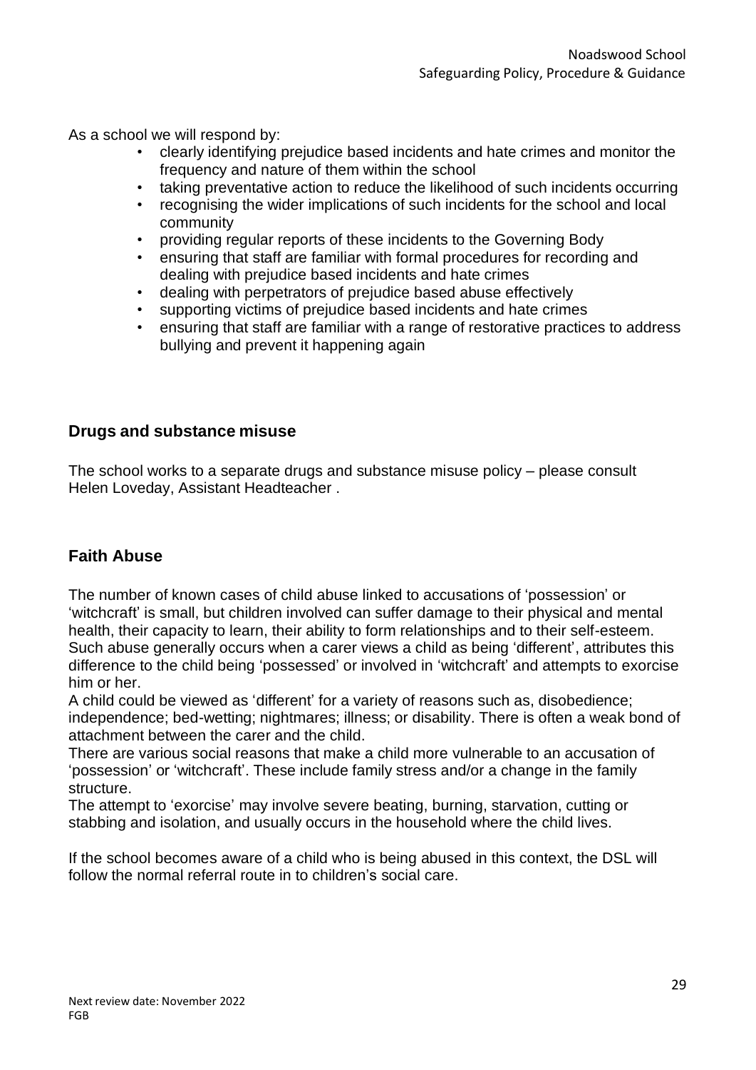As a school we will respond by:

- clearly identifying prejudice based incidents and hate crimes and monitor the frequency and nature of them within the school
- taking preventative action to reduce the likelihood of such incidents occurring
- recognising the wider implications of such incidents for the school and local community
- providing regular reports of these incidents to the Governing Body
- ensuring that staff are familiar with formal procedures for recording and dealing with prejudice based incidents and hate crimes
- dealing with perpetrators of prejudice based abuse effectively
- supporting victims of prejudice based incidents and hate crimes
- ensuring that staff are familiar with a range of restorative practices to address bullying and prevent it happening again

### Drugs and substance misuse

The school works to a separate drugs and substance misuse policy – please consult Helen Loveday, Assistant Headteacher .

## Faith Abuse

The number of known cases of child abuse linked to accusations of 'possession' or 'witchcraft' is small, but children involved can suffer damage to their physical and mental health, their capacity to learn, their ability to form relationships and to their self-esteem. Such abuse generally occurs when a carer views a child as being 'different', attributes this difference to the child being 'possessed' or involved in 'witchcraft' and attempts to exorcise him or her.
A child could be viewed as 'different' for a variety of reasons such as, disobedience; independence; bed-wetting; nightmares; illness; or disability. There is often a weak bond of attachment between the carer and the child.
There are various social reasons that make a child more vulnerable to an accusation of 'possession' or 'witchcraft'. These include family stress and/or a change in the family structure.
The attempt to 'exorcise' may involve severe beating, burning, starvation, cutting or stabbing and isolation, and usually occurs in the household where the child lives.

If the school becomes aware of a child who is being abused in this context, the DSL will follow the normal referral route in to children's social care.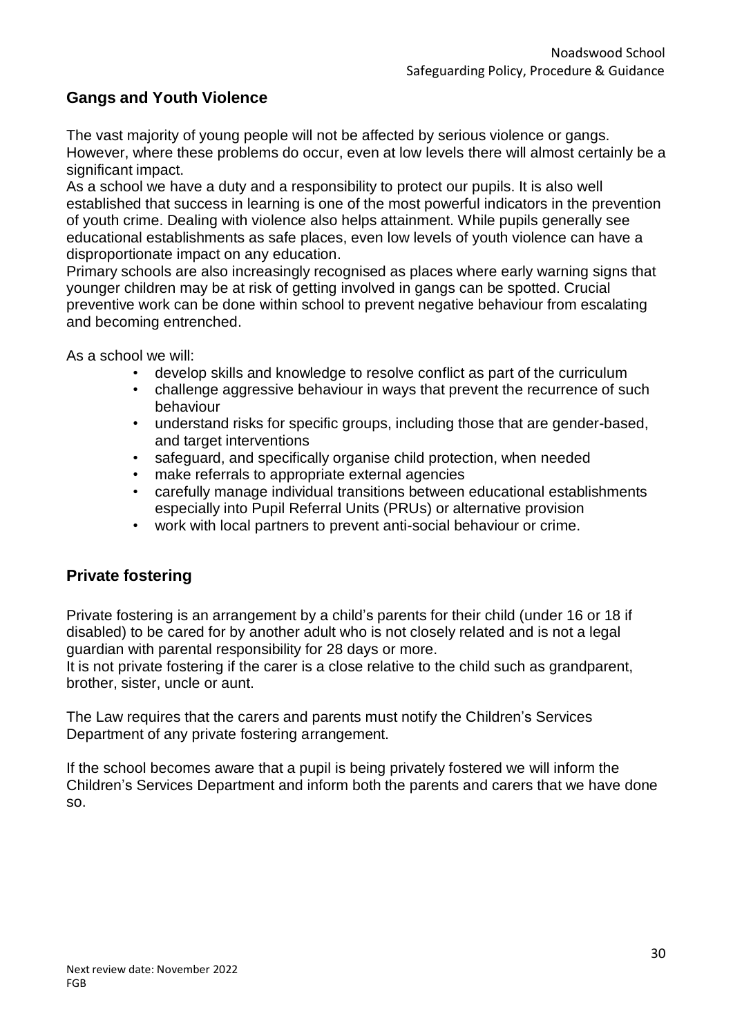## Gangs and Youth Violence

The vast majority of young people will not be affected by serious violence or gangs. However, where these problems do occur, even at low levels there will almost certainly be a significant impact.

As a school we have a duty and a responsibility to protect our pupils. It is also well established that success in learning is one of the most powerful indicators in the prevention of youth crime. Dealing with violence also helps attainment. While pupils generally see educational establishments as safe places, even low levels of youth violence can have a disproportionate impact on any education.

Primary schools are also increasingly recognised as places where early warning signs that younger children may be at risk of getting involved in gangs can be spotted. Crucial preventive work can be done within school to prevent negative behaviour from escalating and becoming entrenched.

As a school we will:

- develop skills and knowledge to resolve conflict as part of the curriculum
- challenge aggressive behaviour in ways that prevent the recurrence of such behaviour
- understand risks for specific groups, including those that are gender-based, and target interventions
- safeguard, and specifically organise child protection, when needed
- make referrals to appropriate external agencies
- carefully manage individual transitions between educational establishments especially into Pupil Referral Units (PRUs) or alternative provision
- work with local partners to prevent anti-social behaviour or crime.

## Private fostering

Private fostering is an arrangement by a child's parents for their child (under 16 or 18 if disabled) to be cared for by another adult who is not closely related and is not a legal guardian with parental responsibility for 28 days or more.

It is not private fostering if the carer is a close relative to the child such as grandparent, brother, sister, uncle or aunt.

The Law requires that the carers and parents must notify the Children's Services Department of any private fostering arrangement.

If the school becomes aware that a pupil is being privately fostered we will inform the Children's Services Department and inform both the parents and carers that we have done so.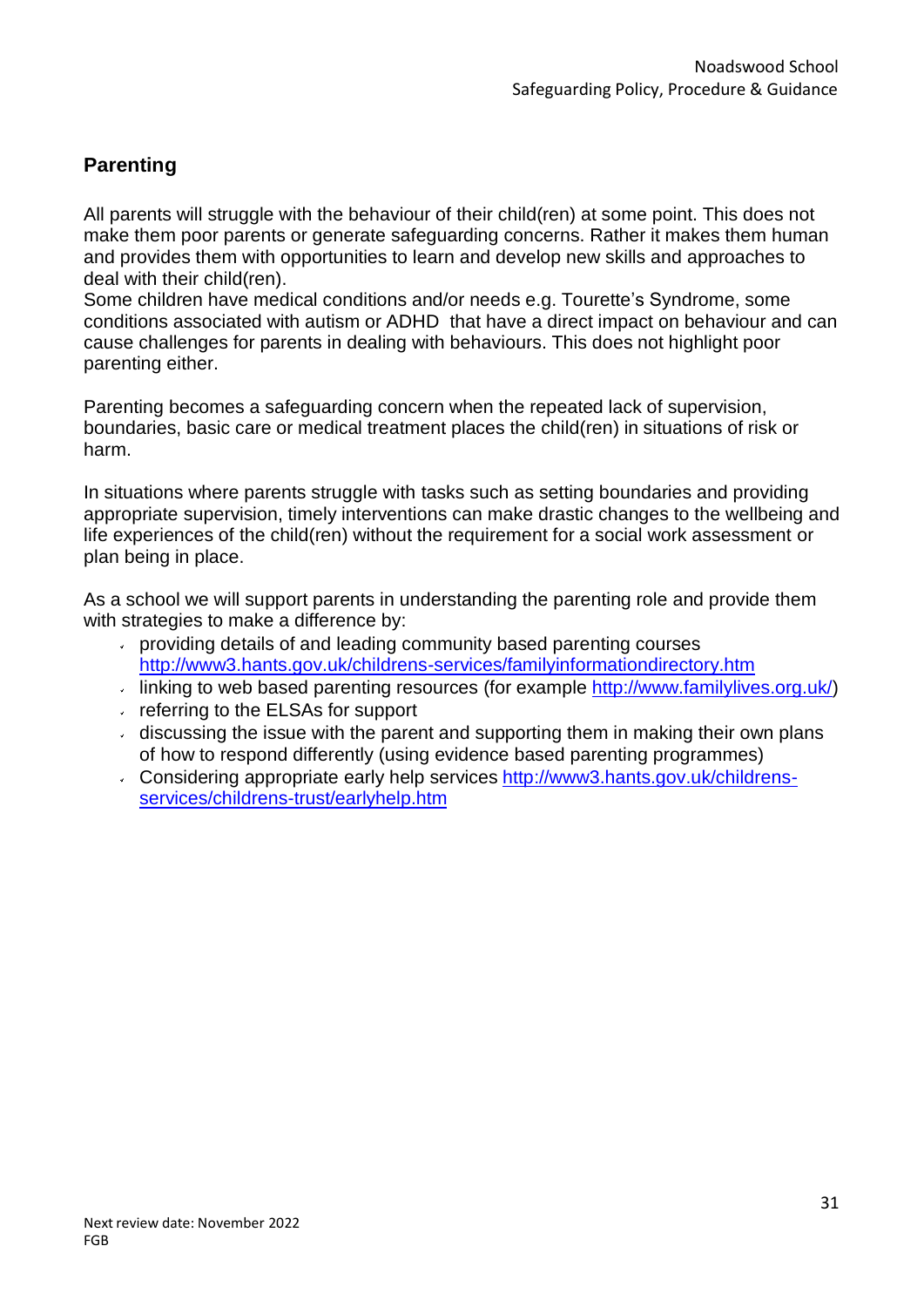## Parenting

All parents will struggle with the behaviour of their child(ren) at some point. This does not make them poor parents or generate safeguarding concerns. Rather it makes them human and provides them with opportunities to learn and develop new skills and approaches to deal with their child(ren).
Some children have medical conditions and/or needs e.g. Tourette's Syndrome, some conditions associated with autism or ADHD that have a direct impact on behaviour and can cause challenges for parents in dealing with behaviours. This does not highlight poor parenting either.

Parenting becomes a safeguarding concern when the repeated lack of supervision, boundaries, basic care or medical treatment places the child(ren) in situations of risk or harm.

In situations where parents struggle with tasks such as setting boundaries and providing appropriate supervision, timely interventions can make drastic changes to the wellbeing and life experiences of the child(ren) without the requirement for a social work assessment or plan being in place.

As a school we will support parents in understanding the parenting role and provide them with strategies to make a difference by:

- providing details of and leading community based parenting courses http://www3.hants.gov.uk/childrens-services/familyinformationdirectory.htm
- linking to web based parenting resources (for example http://www.familylives.org.uk/)
- referring to the ELSAs for support
- discussing the issue with the parent and supporting them in making their own plans of how to respond differently (using evidence based parenting programmes)
- Considering appropriate early help services http://www3.hants.gov.uk/childrens-services/childrens-trust/earlyhelp.htm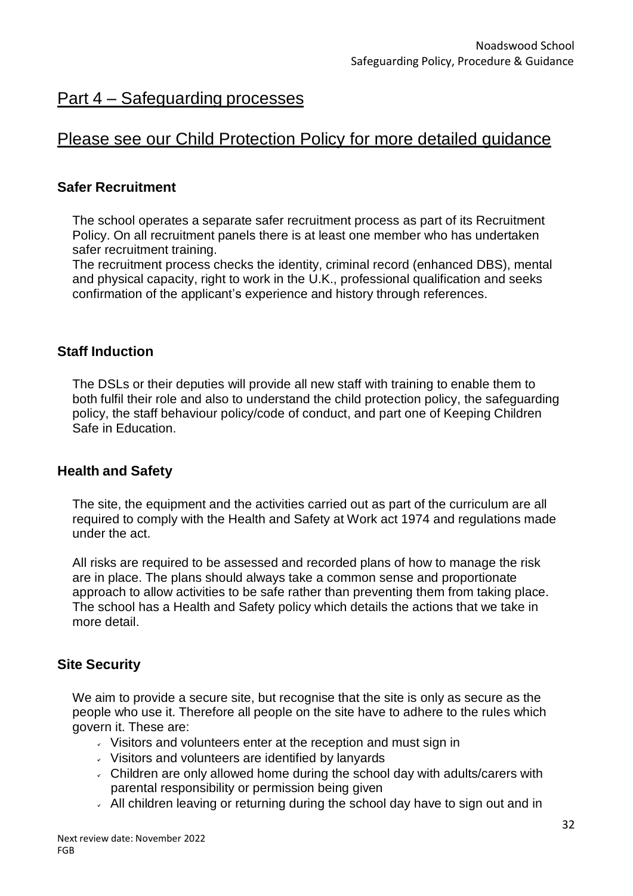# Part 4 – Safeguarding processes

# Please see our Child Protection Policy for more detailed guidance

### Safer Recruitment

The school operates a separate safer recruitment process as part of its Recruitment Policy. On all recruitment panels there is at least one member who has undertaken safer recruitment training.
The recruitment process checks the identity, criminal record (enhanced DBS), mental and physical capacity, right to work in the U.K., professional qualification and seeks confirmation of the applicant's experience and history through references.

### Staff Induction

The DSLs or their deputies will provide all new staff with training to enable them to both fulfil their role and also to understand the child protection policy, the safeguarding policy, the staff behaviour policy/code of conduct, and part one of Keeping Children Safe in Education.

### Health and Safety

The site, the equipment and the activities carried out as part of the curriculum are all required to comply with the Health and Safety at Work act 1974 and regulations made under the act.

All risks are required to be assessed and recorded plans of how to manage the risk are in place. The plans should always take a common sense and proportionate approach to allow activities to be safe rather than preventing them from taking place. The school has a Health and Safety policy which details the actions that we take in more detail.

### Site Security

We aim to provide a secure site, but recognise that the site is only as secure as the people who use it. Therefore all people on the site have to adhere to the rules which govern it. These are:

- Visitors and volunteers enter at the reception and must sign in
- Visitors and volunteers are identified by lanyards
- Children are only allowed home during the school day with adults/carers with parental responsibility or permission being given
- All children leaving or returning during the school day have to sign out and in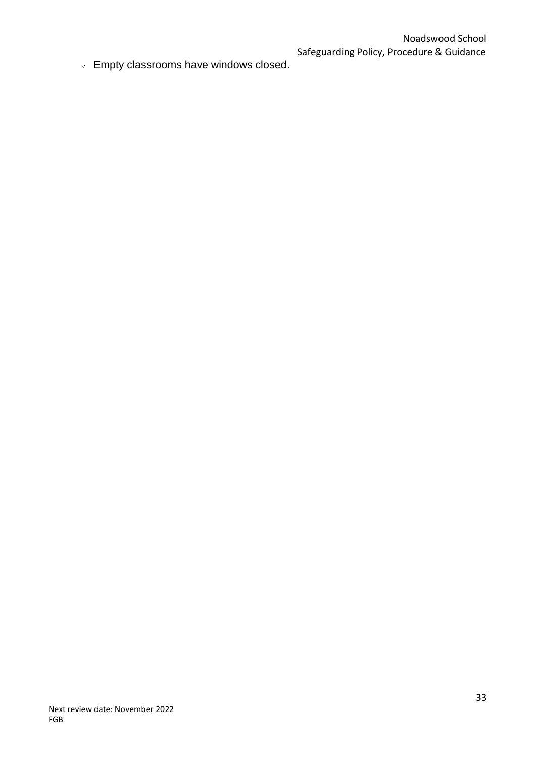- Empty classrooms have windows closed.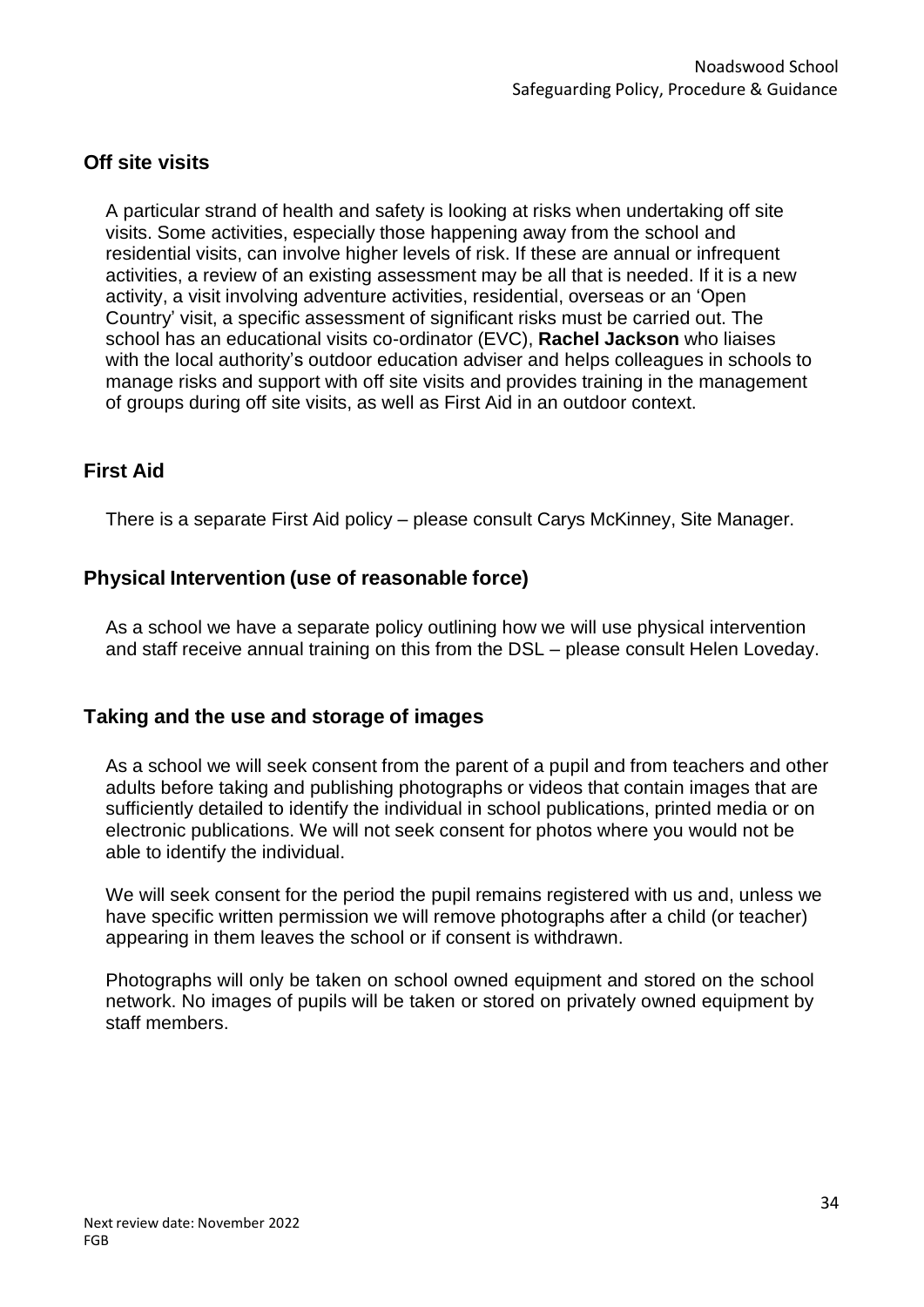## Off site visits

A particular strand of health and safety is looking at risks when undertaking off site visits. Some activities, especially those happening away from the school and residential visits, can involve higher levels of risk. If these are annual or infrequent activities, a review of an existing assessment may be all that is needed. If it is a new activity, a visit involving adventure activities, residential, overseas or an 'Open Country' visit, a specific assessment of significant risks must be carried out. The school has an educational visits co-ordinator (EVC), **Rachel Jackson** who liaises with the local authority's outdoor education adviser and helps colleagues in schools to manage risks and support with off site visits and provides training in the management of groups during off site visits, as well as First Aid in an outdoor context.

## First Aid

There is a separate First Aid policy – please consult Carys McKinney, Site Manager.

## Physical Intervention (use of reasonable force)

As a school we have a separate policy outlining how we will use physical intervention and staff receive annual training on this from the DSL – please consult Helen Loveday.

## Taking and the use and storage of images

As a school we will seek consent from the parent of a pupil and from teachers and other adults before taking and publishing photographs or videos that contain images that are sufficiently detailed to identify the individual in school publications, printed media or on electronic publications. We will not seek consent for photos where you would not be able to identify the individual.

We will seek consent for the period the pupil remains registered with us and, unless we have specific written permission we will remove photographs after a child (or teacher) appearing in them leaves the school or if consent is withdrawn.

Photographs will only be taken on school owned equipment and stored on the school network. No images of pupils will be taken or stored on privately owned equipment by staff members.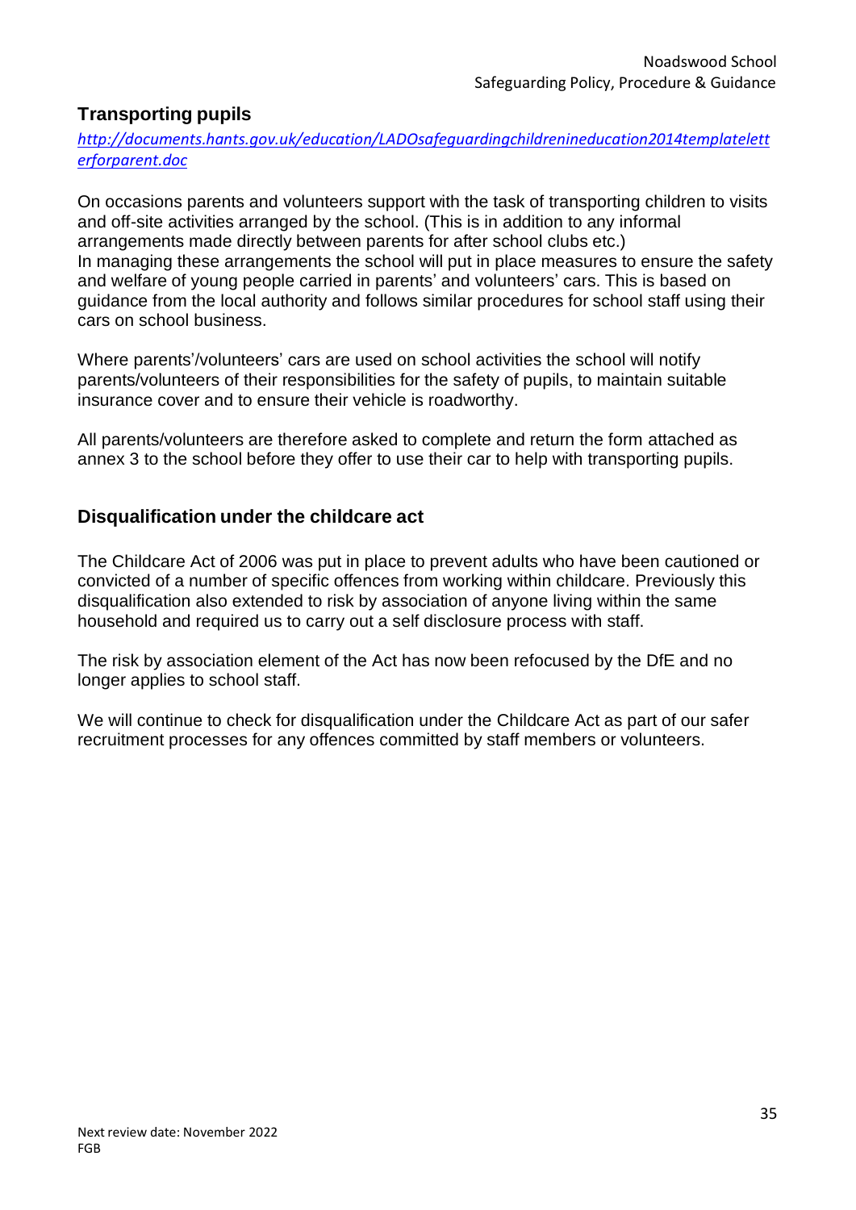## Transporting pupils

*http://documents.hants.gov.uk/education/LADOsafeguardingchildrenineducation2014templateletterforparent.doc*

On occasions parents and volunteers support with the task of transporting children to visits and off-site activities arranged by the school. (This is in addition to any informal arrangements made directly between parents for after school clubs etc.)
In managing these arrangements the school will put in place measures to ensure the safety and welfare of young people carried in parents' and volunteers' cars. This is based on guidance from the local authority and follows similar procedures for school staff using their cars on school business.

Where parents'/volunteers' cars are used on school activities the school will notify parents/volunteers of their responsibilities for the safety of pupils, to maintain suitable insurance cover and to ensure their vehicle is roadworthy.

All parents/volunteers are therefore asked to complete and return the form attached as annex 3 to the school before they offer to use their car to help with transporting pupils.

## Disqualification under the childcare act

The Childcare Act of 2006 was put in place to prevent adults who have been cautioned or convicted of a number of specific offences from working within childcare. Previously this disqualification also extended to risk by association of anyone living within the same household and required us to carry out a self disclosure process with staff.

The risk by association element of the Act has now been refocused by the DfE and no longer applies to school staff.

We will continue to check for disqualification under the Childcare Act as part of our safer recruitment processes for any offences committed by staff members or volunteers.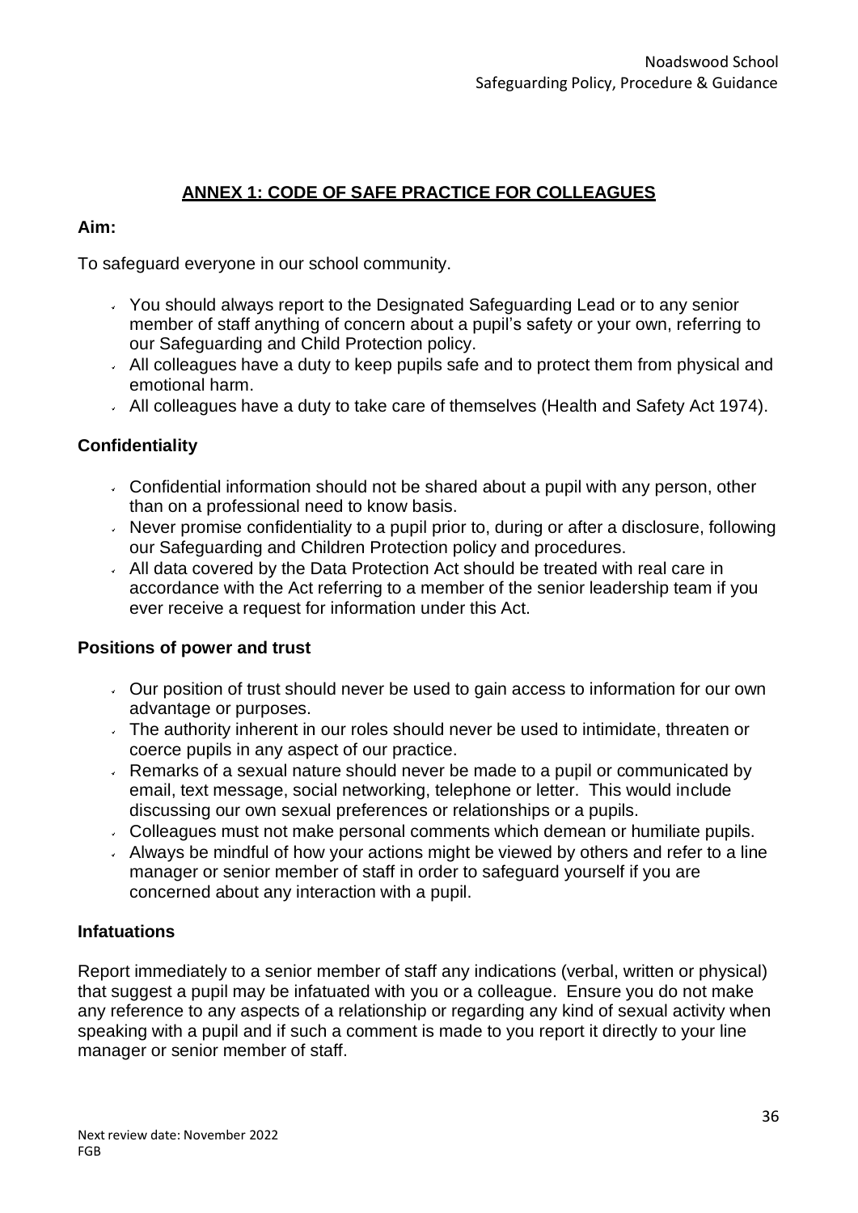## ANNEX 1: CODE OF SAFE PRACTICE FOR COLLEAGUES

**Aim:**

To safeguard everyone in our school community.

- You should always report to the Designated Safeguarding Lead or to any senior member of staff anything of concern about a pupil's safety or your own, referring to our Safeguarding and Child Protection policy.
- All colleagues have a duty to keep pupils safe and to protect them from physical and emotional harm.
- All colleagues have a duty to take care of themselves (Health and Safety Act 1974).

### Confidentiality

- Confidential information should not be shared about a pupil with any person, other than on a professional need to know basis.
- Never promise confidentiality to a pupil prior to, during or after a disclosure, following our Safeguarding and Children Protection policy and procedures.
- All data covered by the Data Protection Act should be treated with real care in accordance with the Act referring to a member of the senior leadership team if you ever receive a request for information under this Act.

### Positions of power and trust

- Our position of trust should never be used to gain access to information for our own advantage or purposes.
- The authority inherent in our roles should never be used to intimidate, threaten or coerce pupils in any aspect of our practice.
- Remarks of a sexual nature should never be made to a pupil or communicated by email, text message, social networking, telephone or letter. This would include discussing our own sexual preferences or relationships or a pupils.
- Colleagues must not make personal comments which demean or humiliate pupils.
- Always be mindful of how your actions might be viewed by others and refer to a line manager or senior member of staff in order to safeguard yourself if you are concerned about any interaction with a pupil.

### Infatuations

Report immediately to a senior member of staff any indications (verbal, written or physical) that suggest a pupil may be infatuated with you or a colleague. Ensure you do not make any reference to any aspects of a relationship or regarding any kind of sexual activity when speaking with a pupil and if such a comment is made to you report it directly to your line manager or senior member of staff.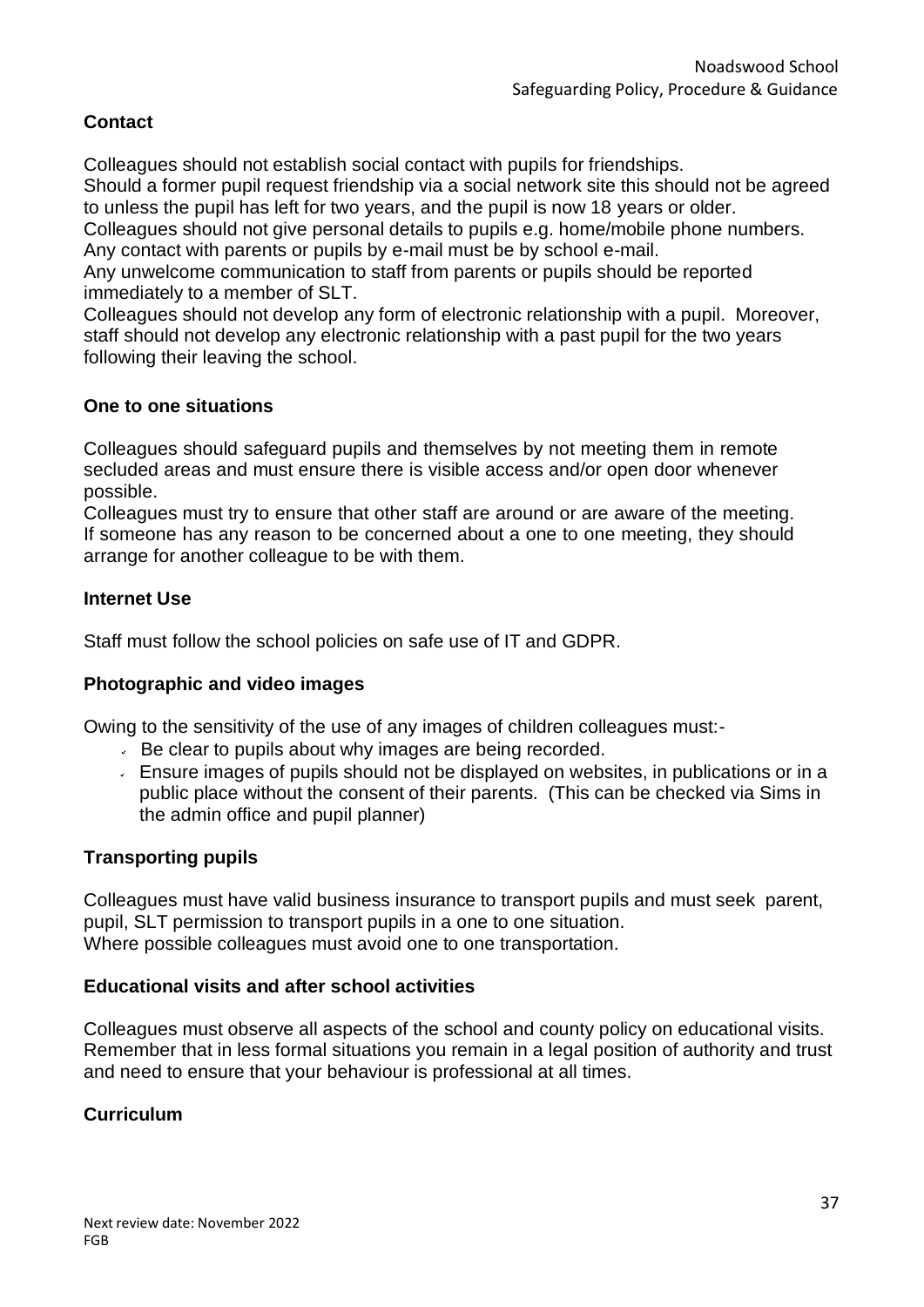**Contact**

Colleagues should not establish social contact with pupils for friendships.
Should a former pupil request friendship via a social network site this should not be agreed to unless the pupil has left for two years, and the pupil is now 18 years or older.
Colleagues should not give personal details to pupils e.g. home/mobile phone numbers.
Any contact with parents or pupils by e-mail must be by school e-mail.
Any unwelcome communication to staff from parents or pupils should be reported immediately to a member of SLT.
Colleagues should not develop any form of electronic relationship with a pupil. Moreover, staff should not develop any electronic relationship with a past pupil for the two years following their leaving the school.

**One to one situations**

Colleagues should safeguard pupils and themselves by not meeting them in remote secluded areas and must ensure there is visible access and/or open door whenever possible.
Colleagues must try to ensure that other staff are around or are aware of the meeting.
If someone has any reason to be concerned about a one to one meeting, they should arrange for another colleague to be with them.

**Internet Use**

Staff must follow the school policies on safe use of IT and GDPR.

**Photographic and video images**

Owing to the sensitivity of the use of any images of children colleagues must:-

- Be clear to pupils about why images are being recorded.
- Ensure images of pupils should not be displayed on websites, in publications or in a public place without the consent of their parents. (This can be checked via Sims in the admin office and pupil planner)

**Transporting pupils**

Colleagues must have valid business insurance to transport pupils and must seek parent, pupil, SLT permission to transport pupils in a one to one situation.
Where possible colleagues must avoid one to one transportation.

**Educational visits and after school activities**

Colleagues must observe all aspects of the school and county policy on educational visits. Remember that in less formal situations you remain in a legal position of authority and trust and need to ensure that your behaviour is professional at all times.

**Curriculum**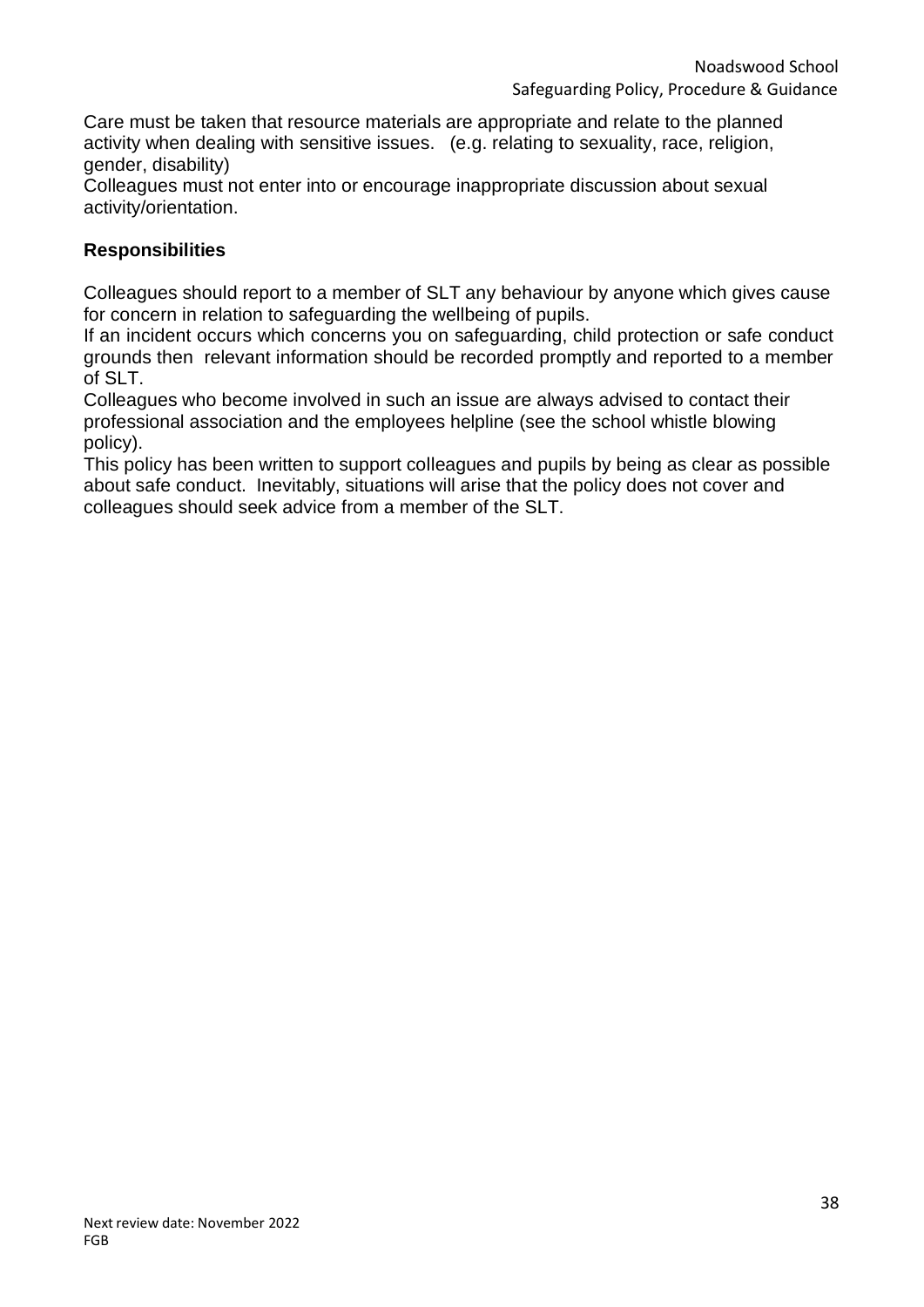Care must be taken that resource materials are appropriate and relate to the planned activity when dealing with sensitive issues. (e.g. relating to sexuality, race, religion, gender, disability)

Colleagues must not enter into or encourage inappropriate discussion about sexual activity/orientation.

**Responsibilities**

Colleagues should report to a member of SLT any behaviour by anyone which gives cause for concern in relation to safeguarding the wellbeing of pupils.

If an incident occurs which concerns you on safeguarding, child protection or safe conduct grounds then relevant information should be recorded promptly and reported to a member of SLT.

Colleagues who become involved in such an issue are always advised to contact their professional association and the employees helpline (see the school whistle blowing policy).

This policy has been written to support colleagues and pupils by being as clear as possible about safe conduct. Inevitably, situations will arise that the policy does not cover and colleagues should seek advice from a member of the SLT.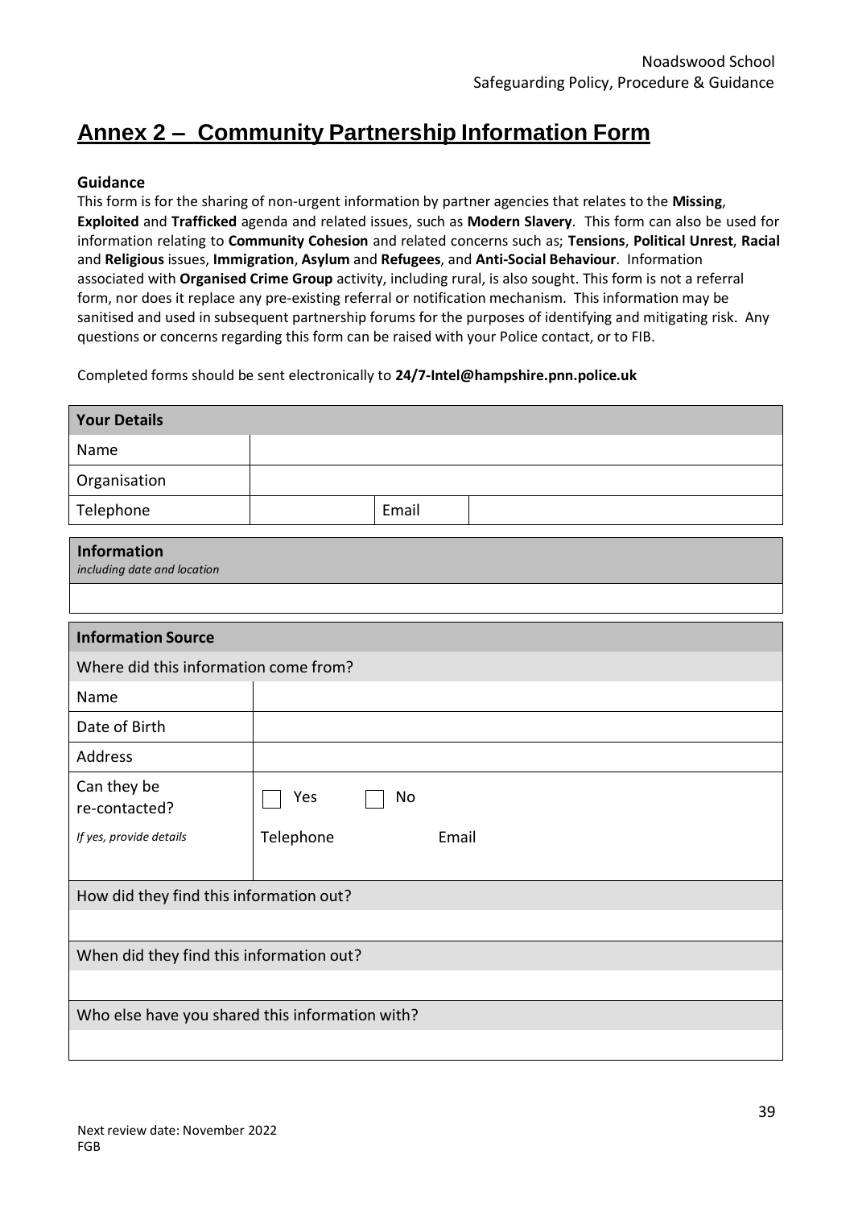# Annex 2 – Community Partnership Information Form

**Guidance**

This form is for the sharing of non-urgent information by partner agencies that relates to the **Missing**, **Exploited** and **Trafficked** agenda and related issues, such as **Modern Slavery**. This form can also be used for information relating to **Community Cohesion** and related concerns such as; **Tensions**, **Political Unrest**, **Racial** and **Religious** issues, **Immigration**, **Asylum** and **Refugees**, and **Anti-Social Behaviour**. Information associated with **Organised Crime Group** activity, including rural, is also sought. This form is not a referral form, nor does it replace any pre-existing referral or notification mechanism. This information may be sanitised and used in subsequent partnership forums for the purposes of identifying and mitigating risk. Any questions or concerns regarding this form can be raised with your Police contact, or to FIB.

Completed forms should be sent electronically to **24/7-Intel@hampshire.pnn.police.uk**

| **Your Details** | | | |
|---|---|---|---|
| Name | | | |
| Organisation | | | |
| Telephone | | Email | |

| **Information** *including date and location* |
|---|
| |

| **Information Source** | |
|---|---|
| Where did this information come from? | |
| Name | |
| Date of Birth | |
| Address | |
| Can they be re-contacted? | ☐ Yes ☐ No |
| *If yes, provide details* | Telephone Email |
| How did they find this information out? | |
| | |
| When did they find this information out? | |
| | |
| Who else have you shared this information with? | |
| | |

Next review date: November 2022
FGB